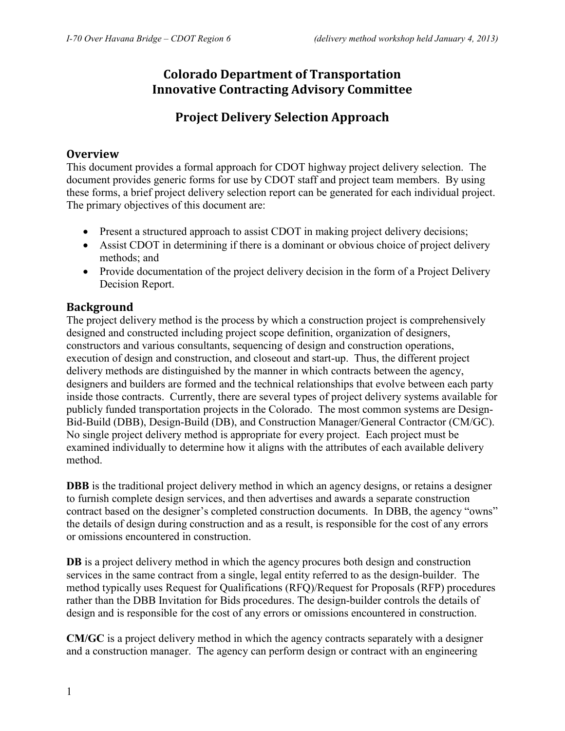# Colorado Department of Transportation
# Innovative Contracting Advisory Committee

# Project Delivery Selection Approach

## Overview

This document provides a formal approach for CDOT highway project delivery selection. The document provides generic forms for use by CDOT staff and project team members. By using these forms, a brief project delivery selection report can be generated for each individual project. The primary objectives of this document are:

- Present a structured approach to assist CDOT in making project delivery decisions;
- Assist CDOT in determining if there is a dominant or obvious choice of project delivery methods; and
- Provide documentation of the project delivery decision in the form of a Project Delivery Decision Report.

## Background

The project delivery method is the process by which a construction project is comprehensively designed and constructed including project scope definition, organization of designers, constructors and various consultants, sequencing of design and construction operations, execution of design and construction, and closeout and start-up. Thus, the different project delivery methods are distinguished by the manner in which contracts between the agency, designers and builders are formed and the technical relationships that evolve between each party inside those contracts. Currently, there are several types of project delivery systems available for publicly funded transportation projects in the Colorado. The most common systems are Design-Bid-Build (DBB), Design-Build (DB), and Construction Manager/General Contractor (CM/GC). No single project delivery method is appropriate for every project. Each project must be examined individually to determine how it aligns with the attributes of each available delivery method.

**DBB** is the traditional project delivery method in which an agency designs, or retains a designer to furnish complete design services, and then advertises and awards a separate construction contract based on the designer's completed construction documents. In DBB, the agency "owns" the details of design during construction and as a result, is responsible for the cost of any errors or omissions encountered in construction.

**DB** is a project delivery method in which the agency procures both design and construction services in the same contract from a single, legal entity referred to as the design-builder. The method typically uses Request for Qualifications (RFQ)/Request for Proposals (RFP) procedures rather than the DBB Invitation for Bids procedures. The design-builder controls the details of design and is responsible for the cost of any errors or omissions encountered in construction.

**CM/GC** is a project delivery method in which the agency contracts separately with a designer and a construction manager. The agency can perform design or contract with an engineering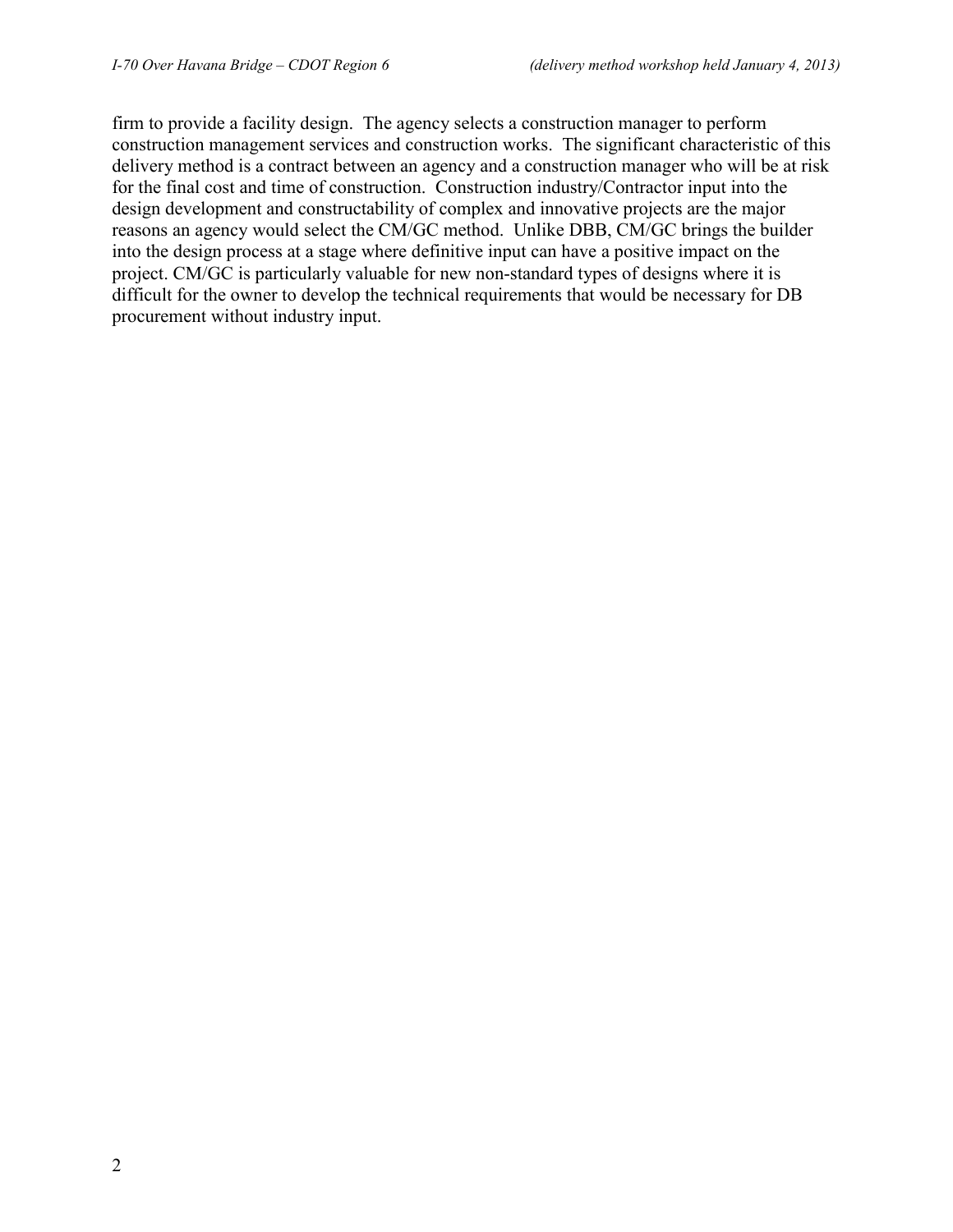firm to provide a facility design. The agency selects a construction manager to perform construction management services and construction works. The significant characteristic of this delivery method is a contract between an agency and a construction manager who will be at risk for the final cost and time of construction. Construction industry/Contractor input into the design development and constructability of complex and innovative projects are the major reasons an agency would select the CM/GC method. Unlike DBB, CM/GC brings the builder into the design process at a stage where definitive input can have a positive impact on the project. CM/GC is particularly valuable for new non-standard types of designs where it is difficult for the owner to develop the technical requirements that would be necessary for DB procurement without industry input.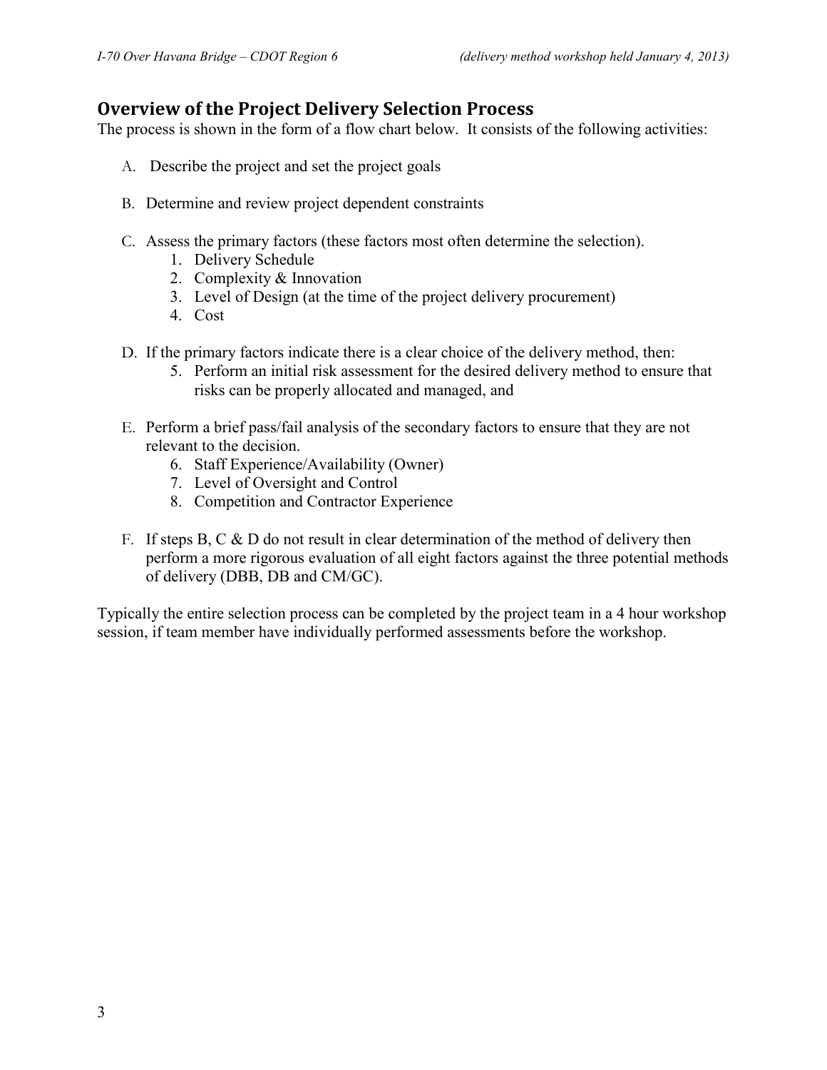## Overview of the Project Delivery Selection Process

The process is shown in the form of a flow chart below. It consists of the following activities:

A. Describe the project and set the project goals

B. Determine and review project dependent constraints

C. Assess the primary factors (these factors most often determine the selection).
   1. Delivery Schedule
   2. Complexity & Innovation
   3. Level of Design (at the time of the project delivery procurement)
   4. Cost

D. If the primary factors indicate there is a clear choice of the delivery method, then:
   5. Perform an initial risk assessment for the desired delivery method to ensure that risks can be properly allocated and managed, and

E. Perform a brief pass/fail analysis of the secondary factors to ensure that they are not relevant to the decision.
   6. Staff Experience/Availability (Owner)
   7. Level of Oversight and Control
   8. Competition and Contractor Experience

F. If steps B, C & D do not result in clear determination of the method of delivery then perform a more rigorous evaluation of all eight factors against the three potential methods of delivery (DBB, DB and CM/GC).

Typically the entire selection process can be completed by the project team in a 4 hour workshop session, if team member have individually performed assessments before the workshop.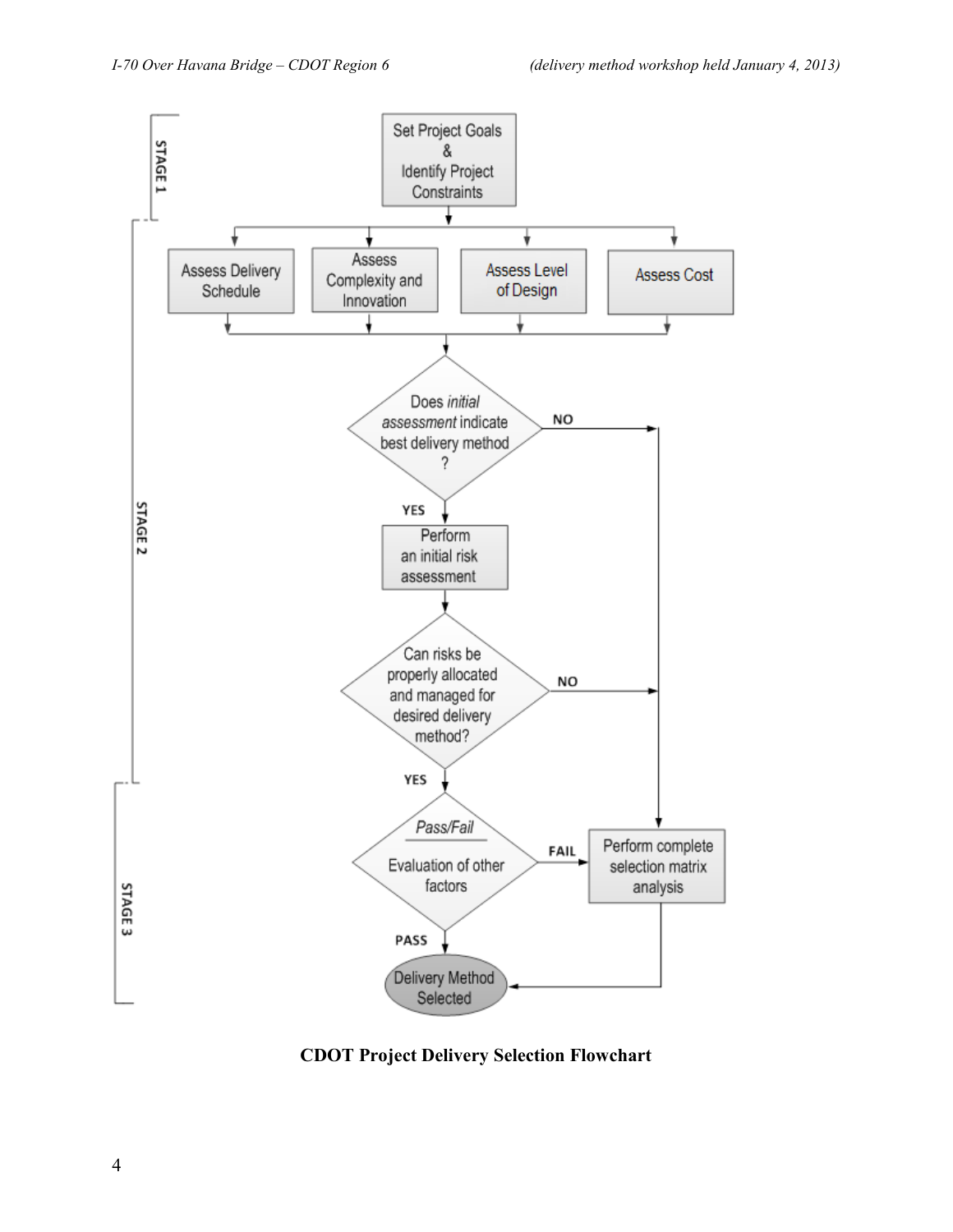STAGE 1

Set Project Goals & Identify Project Constraints

STAGE 2

Assess Delivery Schedule

Assess Complexity and Innovation

Assess Level of Design

Assess Cost

Does *initial assessment* indicate best delivery method ?

NO

YES

Perform an initial risk assessment

Can risks be properly allocated and managed for desired delivery method?

NO

YES

STAGE 3

*Pass/Fail*

Evaluation of other factors

FAIL

Perform complete selection matrix analysis

PASS

Delivery Method Selected

**CDOT Project Delivery Selection Flowchart**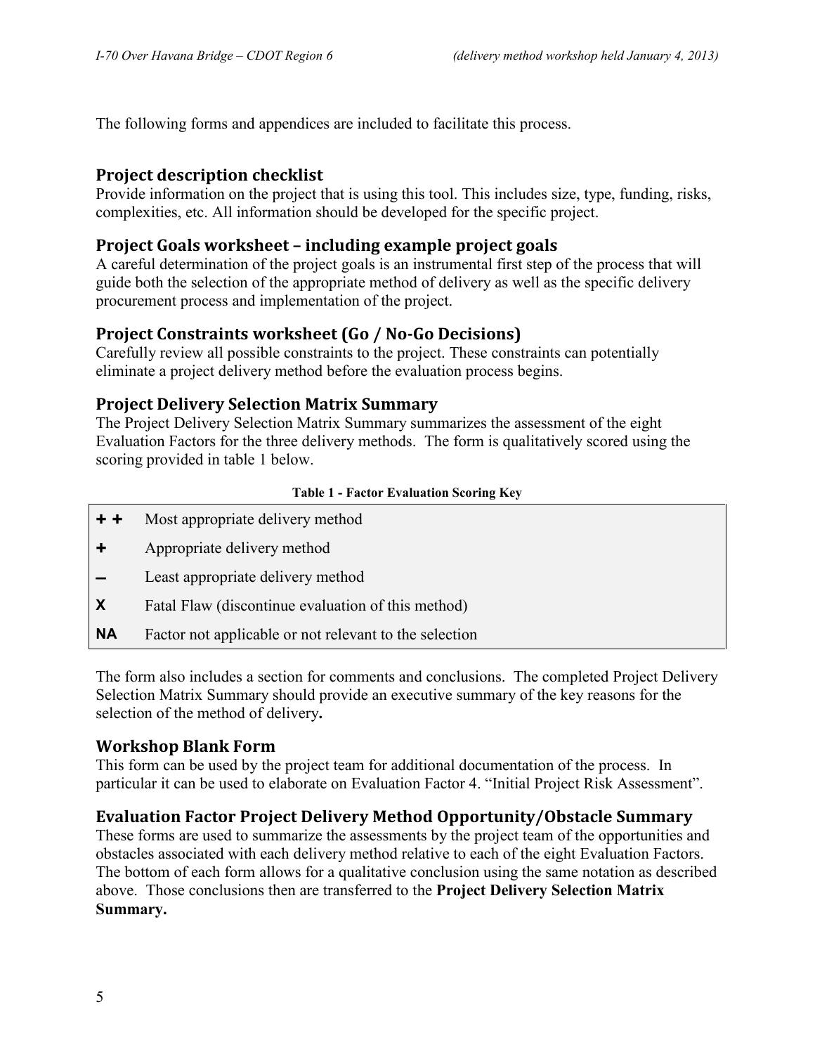The following forms and appendices are included to facilitate this process.

## Project description checklist

Provide information on the project that is using this tool. This includes size, type, funding, risks, complexities, etc. All information should be developed for the specific project.

## Project Goals worksheet – including example project goals

A careful determination of the project goals is an instrumental first step of the process that will guide both the selection of the appropriate method of delivery as well as the specific delivery procurement process and implementation of the project.

## Project Constraints worksheet (Go / No-Go Decisions)

Carefully review all possible constraints to the project. These constraints can potentially eliminate a project delivery method before the evaluation process begins.

## Project Delivery Selection Matrix Summary

The Project Delivery Selection Matrix Summary summarizes the assessment of the eight Evaluation Factors for the three delivery methods. The form is qualitatively scored using the scoring provided in table 1 below.

**Table 1 - Factor Evaluation Scoring Key**

| | |
|---|---|
| **+ +** | Most appropriate delivery method |
| **+** | Appropriate delivery method |
| **–** | Least appropriate delivery method |
| **X** | Fatal Flaw (discontinue evaluation of this method) |
| **NA** | Factor not applicable or not relevant to the selection |

The form also includes a section for comments and conclusions. The completed Project Delivery Selection Matrix Summary should provide an executive summary of the key reasons for the selection of the method of delivery**.**

## Workshop Blank Form

This form can be used by the project team for additional documentation of the process. In particular it can be used to elaborate on Evaluation Factor 4. "Initial Project Risk Assessment".

## Evaluation Factor Project Delivery Method Opportunity/Obstacle Summary

These forms are used to summarize the assessments by the project team of the opportunities and obstacles associated with each delivery method relative to each of the eight Evaluation Factors. The bottom of each form allows for a qualitative conclusion using the same notation as described above. Those conclusions then are transferred to the **Project Delivery Selection Matrix Summary.**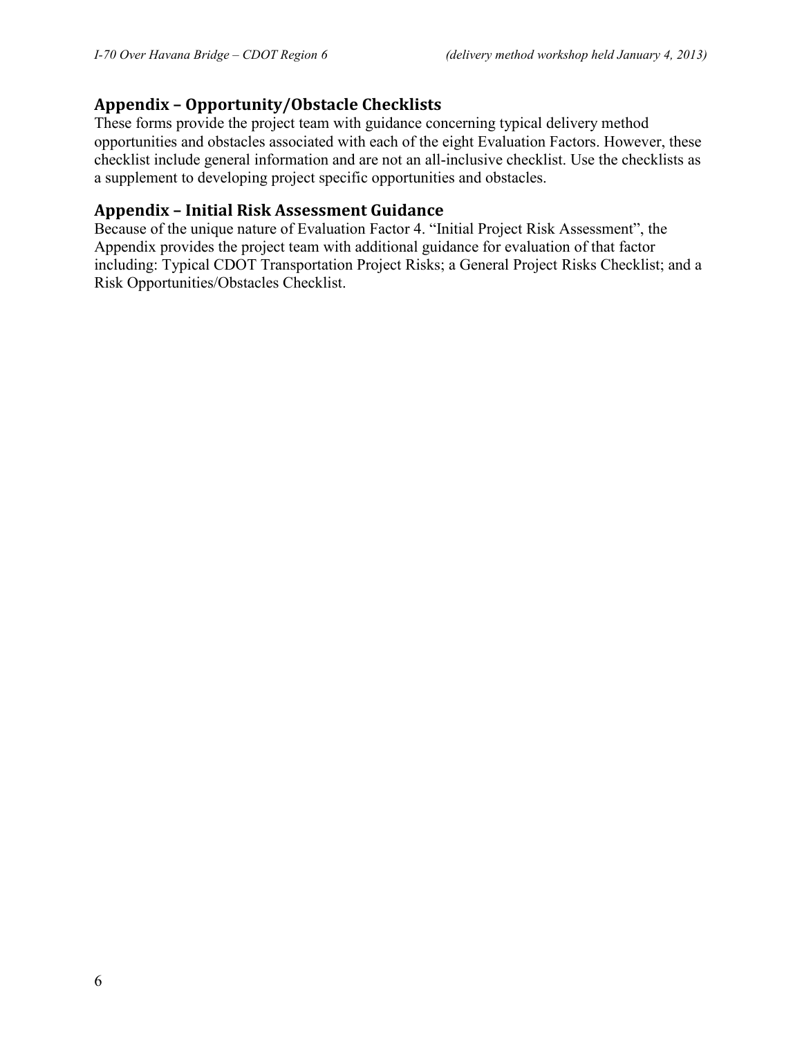## Appendix – Opportunity/Obstacle Checklists

These forms provide the project team with guidance concerning typical delivery method opportunities and obstacles associated with each of the eight Evaluation Factors. However, these checklist include general information and are not an all-inclusive checklist. Use the checklists as a supplement to developing project specific opportunities and obstacles.

## Appendix – Initial Risk Assessment Guidance

Because of the unique nature of Evaluation Factor 4. "Initial Project Risk Assessment", the Appendix provides the project team with additional guidance for evaluation of that factor including: Typical CDOT Transportation Project Risks; a General Project Risks Checklist; and a Risk Opportunities/Obstacles Checklist.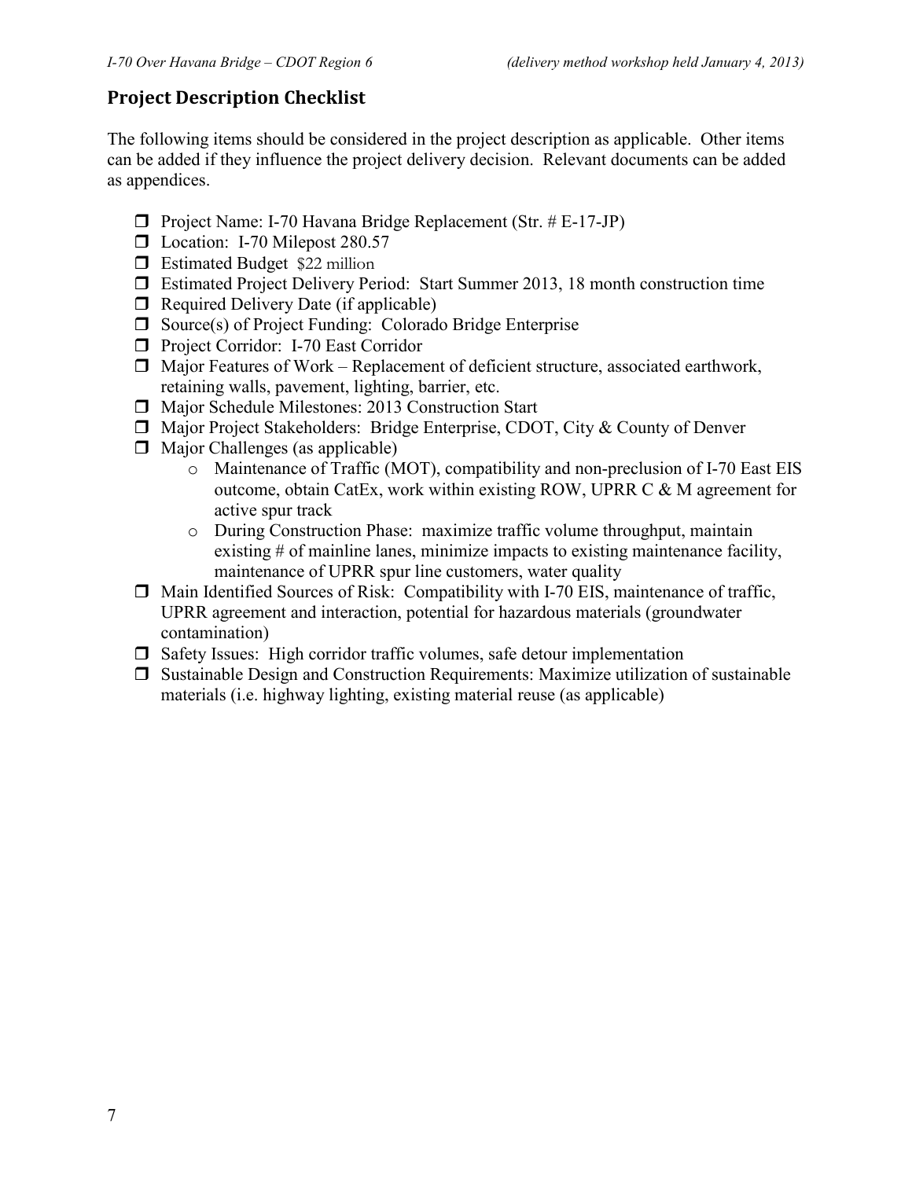## Project Description Checklist

The following items should be considered in the project description as applicable. Other items can be added if they influence the project delivery decision. Relevant documents can be added as appendices.

- ❒ Project Name: I-70 Havana Bridge Replacement (Str. # E-17-JP)
- ❒ Location: I-70 Milepost 280.57
- ❒ Estimated Budget $22 million
- ❒ Estimated Project Delivery Period: Start Summer 2013, 18 month construction time
- ❒ Required Delivery Date (if applicable)
- ❒ Source(s) of Project Funding: Colorado Bridge Enterprise
- ❒ Project Corridor: I-70 East Corridor
- ❒ Major Features of Work – Replacement of deficient structure, associated earthwork, retaining walls, pavement, lighting, barrier, etc.
- ❒ Major Schedule Milestones: 2013 Construction Start
- ❒ Major Project Stakeholders: Bridge Enterprise, CDOT, City & County of Denver
- ❒ Major Challenges (as applicable)
    - o Maintenance of Traffic (MOT), compatibility and non-preclusion of I-70 East EIS outcome, obtain CatEx, work within existing ROW, UPRR C & M agreement for active spur track
    - o During Construction Phase: maximize traffic volume throughput, maintain existing # of mainline lanes, minimize impacts to existing maintenance facility, maintenance of UPRR spur line customers, water quality
- ❒ Main Identified Sources of Risk: Compatibility with I-70 EIS, maintenance of traffic, UPRR agreement and interaction, potential for hazardous materials (groundwater contamination)
- ❒ Safety Issues: High corridor traffic volumes, safe detour implementation
- ❒ Sustainable Design and Construction Requirements: Maximize utilization of sustainable materials (i.e. highway lighting, existing material reuse (as applicable)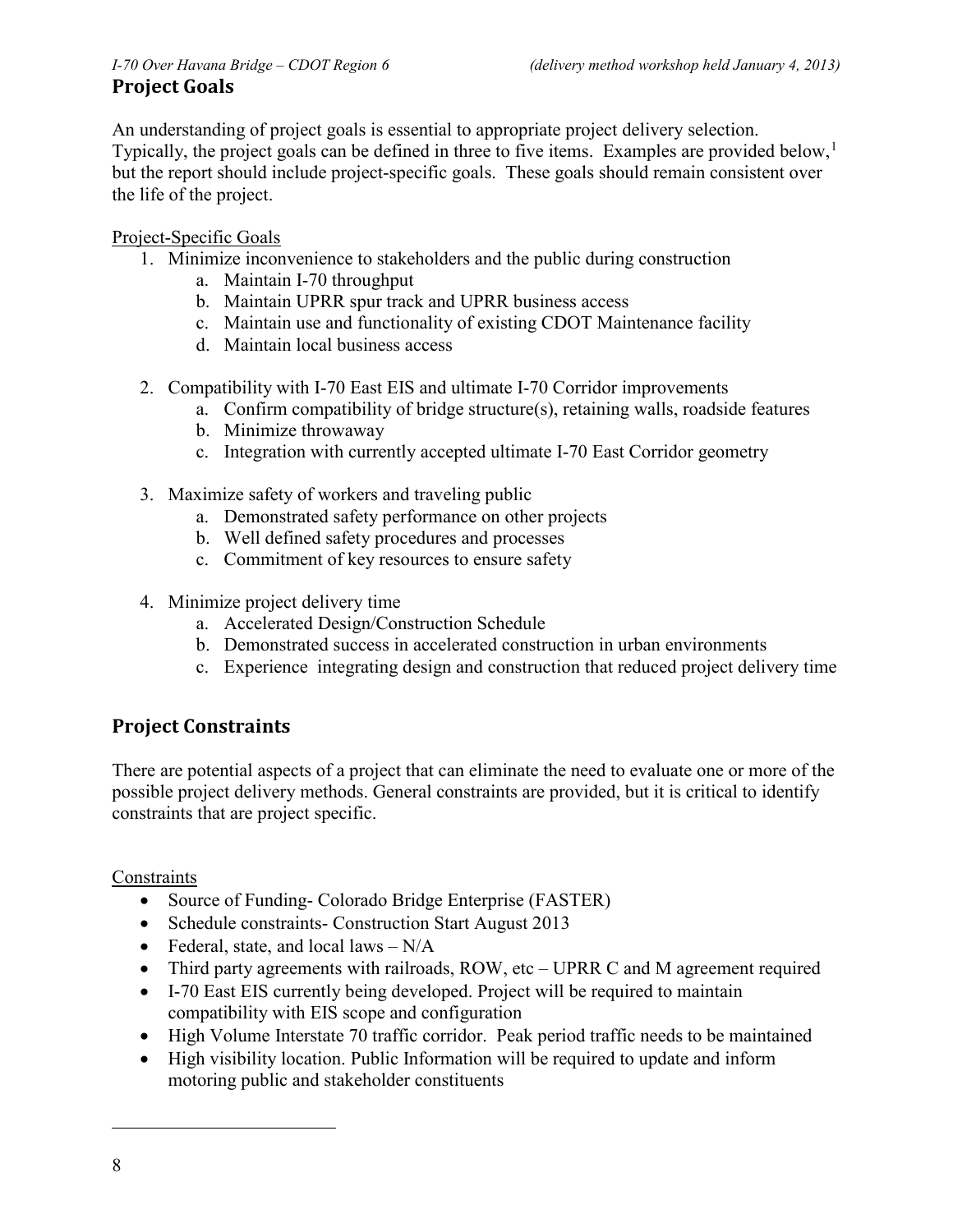## Project Goals

An understanding of project goals is essential to appropriate project delivery selection. Typically, the project goals can be defined in three to five items. Examples are provided below,[1] but the report should include project-specific goals. These goals should remain consistent over the life of the project.

Project-Specific Goals

1. Minimize inconvenience to stakeholders and the public during construction
   a. Maintain I-70 throughput
   b. Maintain UPRR spur track and UPRR business access
   c. Maintain use and functionality of existing CDOT Maintenance facility
   d. Maintain local business access

2. Compatibility with I-70 East EIS and ultimate I-70 Corridor improvements
   a. Confirm compatibility of bridge structure(s), retaining walls, roadside features
   b. Minimize throwaway
   c. Integration with currently accepted ultimate I-70 East Corridor geometry

3. Maximize safety of workers and traveling public
   a. Demonstrated safety performance on other projects
   b. Well defined safety procedures and processes
   c. Commitment of key resources to ensure safety

4. Minimize project delivery time
   a. Accelerated Design/Construction Schedule
   b. Demonstrated success in accelerated construction in urban environments
   c. Experience integrating design and construction that reduced project delivery time

## Project Constraints

There are potential aspects of a project that can eliminate the need to evaluate one or more of the possible project delivery methods. General constraints are provided, but it is critical to identify constraints that are project specific.

Constraints

- Source of Funding- Colorado Bridge Enterprise (FASTER)
- Schedule constraints- Construction Start August 2013
- Federal, state, and local laws – N/A
- Third party agreements with railroads, ROW, etc – UPRR C and M agreement required
- I-70 East EIS currently being developed. Project will be required to maintain compatibility with EIS scope and configuration
- High Volume Interstate 70 traffic corridor. Peak period traffic needs to be maintained
- High visibility location. Public Information will be required to update and inform motoring public and stakeholder constituents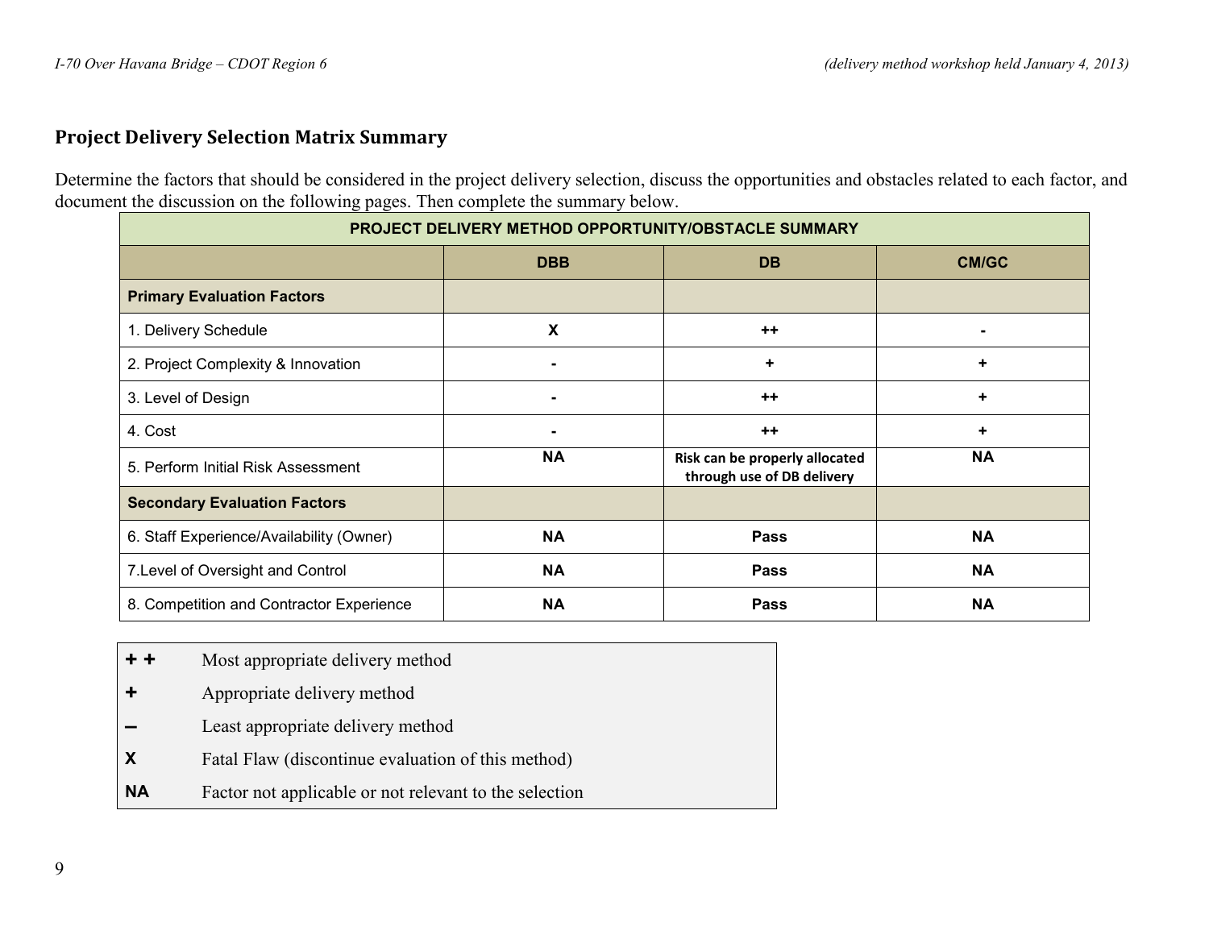## Project Delivery Selection Matrix Summary

Determine the factors that should be considered in the project delivery selection, discuss the opportunities and obstacles related to each factor, and document the discussion on the following pages. Then complete the summary below.

| PROJECT DELIVERY METHOD OPPORTUNITY/OBSTACLE SUMMARY | | | |
|---|---|---|---|
| | **DBB** | **DB** | **CM/GC** |
| **Primary Evaluation Factors** | | | |
| 1. Delivery Schedule | **X** | **++** | **-** |
| 2. Project Complexity & Innovation | **-** | **+** | **+** |
| 3. Level of Design | **-** | **++** | **+** |
| 4. Cost | **-** | **++** | **+** |
| 5. Perform Initial Risk Assessment | **NA** | **Risk can be properly allocated through use of DB delivery** | **NA** |
| **Secondary Evaluation Factors** | | | |
| 6. Staff Experience/Availability (Owner) | **NA** | **Pass** | **NA** |
| 7.Level of Oversight and Control | **NA** | **Pass** | **NA** |
| 8. Competition and Contractor Experience | **NA** | **Pass** | **NA** |

| | |
|---|---|
| **+ +** | Most appropriate delivery method |
| **+** | Appropriate delivery method |
| **–** | Least appropriate delivery method |
| **X** | Fatal Flaw (discontinue evaluation of this method) |
| **NA** | Factor not applicable or not relevant to the selection |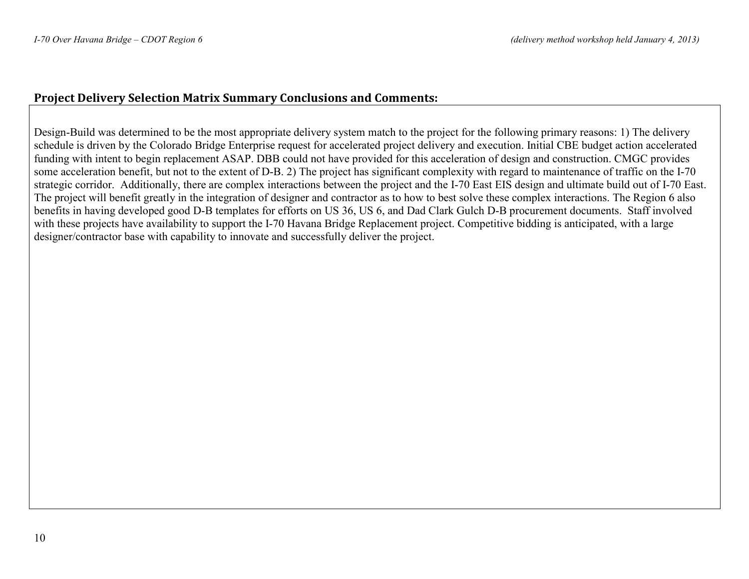## Project Delivery Selection Matrix Summary Conclusions and Comments:

Design-Build was determined to be the most appropriate delivery system match to the project for the following primary reasons: 1) The delivery schedule is driven by the Colorado Bridge Enterprise request for accelerated project delivery and execution. Initial CBE budget action accelerated funding with intent to begin replacement ASAP. DBB could not have provided for this acceleration of design and construction. CMGC provides some acceleration benefit, but not to the extent of D-B. 2) The project has significant complexity with regard to maintenance of traffic on the I-70 strategic corridor. Additionally, there are complex interactions between the project and the I-70 East EIS design and ultimate build out of I-70 East. The project will benefit greatly in the integration of designer and contractor as to how to best solve these complex interactions. The Region 6 also benefits in having developed good D-B templates for efforts on US 36, US 6, and Dad Clark Gulch D-B procurement documents. Staff involved with these projects have availability to support the I-70 Havana Bridge Replacement project. Competitive bidding is anticipated, with a large designer/contractor base with capability to innovate and successfully deliver the project.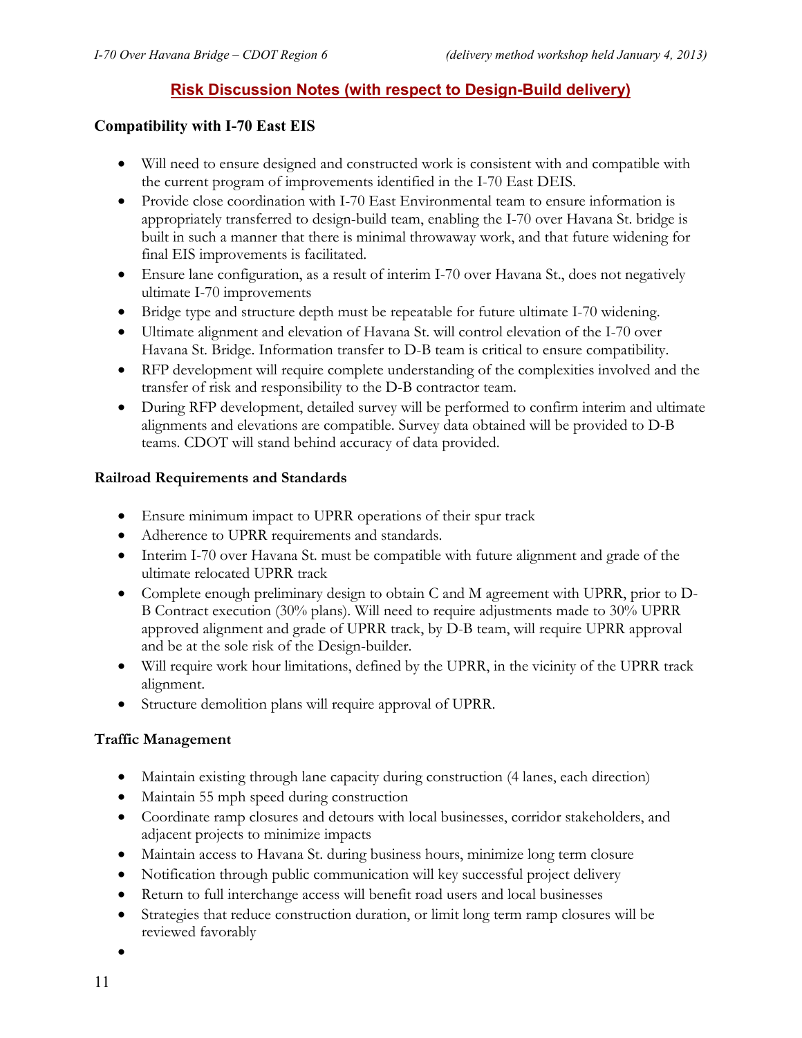## Risk Discussion Notes (with respect to Design-Build delivery)

### Compatibility with I-70 East EIS

- Will need to ensure designed and constructed work is consistent with and compatible with the current program of improvements identified in the I-70 East DEIS.
- Provide close coordination with I-70 East Environmental team to ensure information is appropriately transferred to design-build team, enabling the I-70 over Havana St. bridge is built in such a manner that there is minimal throwaway work, and that future widening for final EIS improvements is facilitated.
- Ensure lane configuration, as a result of interim I-70 over Havana St., does not negatively ultimate I-70 improvements
- Bridge type and structure depth must be repeatable for future ultimate I-70 widening.
- Ultimate alignment and elevation of Havana St. will control elevation of the I-70 over Havana St. Bridge. Information transfer to D-B team is critical to ensure compatibility.
- RFP development will require complete understanding of the complexities involved and the transfer of risk and responsibility to the D-B contractor team.
- During RFP development, detailed survey will be performed to confirm interim and ultimate alignments and elevations are compatible. Survey data obtained will be provided to D-B teams. CDOT will stand behind accuracy of data provided.

### Railroad Requirements and Standards

- Ensure minimum impact to UPRR operations of their spur track
- Adherence to UPRR requirements and standards.
- Interim I-70 over Havana St. must be compatible with future alignment and grade of the ultimate relocated UPRR track
- Complete enough preliminary design to obtain C and M agreement with UPRR, prior to D-B Contract execution (30% plans). Will need to require adjustments made to 30% UPRR approved alignment and grade of UPRR track, by D-B team, will require UPRR approval and be at the sole risk of the Design-builder.
- Will require work hour limitations, defined by the UPRR, in the vicinity of the UPRR track alignment.
- Structure demolition plans will require approval of UPRR.

### Traffic Management

- Maintain existing through lane capacity during construction (4 lanes, each direction)
- Maintain 55 mph speed during construction
- Coordinate ramp closures and detours with local businesses, corridor stakeholders, and adjacent projects to minimize impacts
- Maintain access to Havana St. during business hours, minimize long term closure
- Notification through public communication will key successful project delivery
- Return to full interchange access will benefit road users and local businesses
- Strategies that reduce construction duration, or limit long term ramp closures will be reviewed favorably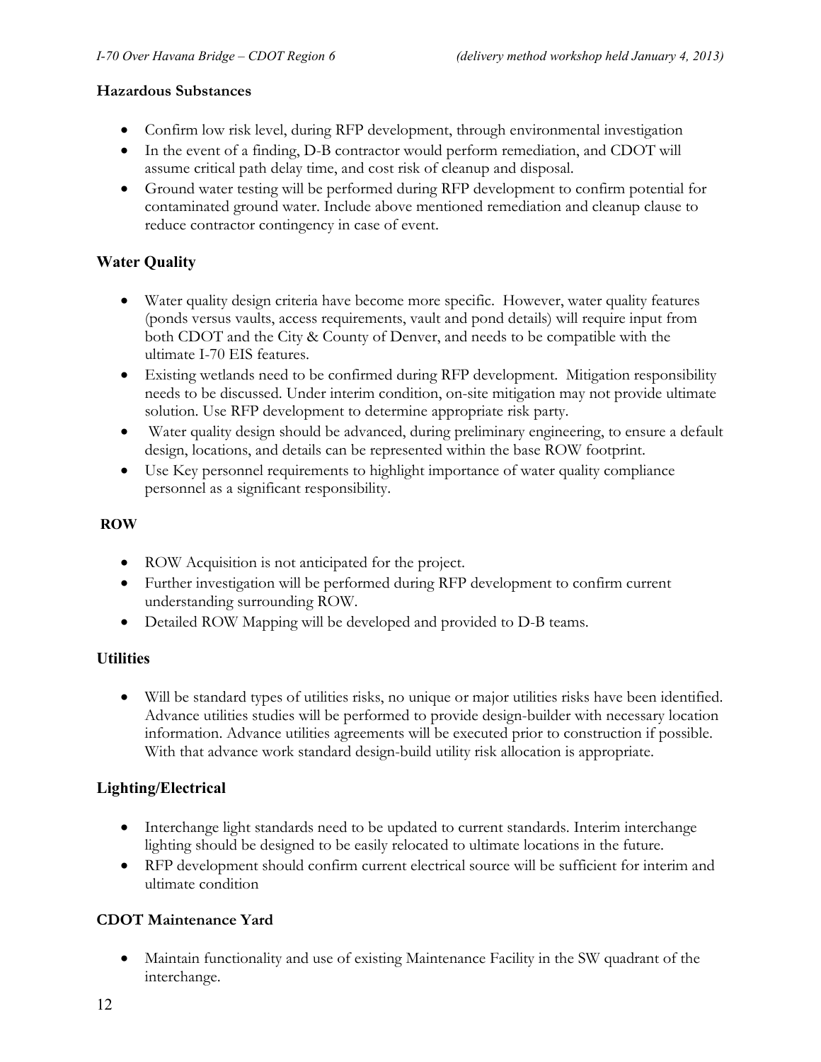**Hazardous Substances**

- Confirm low risk level, during RFP development, through environmental investigation
- In the event of a finding, D-B contractor would perform remediation, and CDOT will assume critical path delay time, and cost risk of cleanup and disposal.
- Ground water testing will be performed during RFP development to confirm potential for contaminated ground water. Include above mentioned remediation and cleanup clause to reduce contractor contingency in case of event.

## Water Quality

- Water quality design criteria have become more specific. However, water quality features (ponds versus vaults, access requirements, vault and pond details) will require input from both CDOT and the City & County of Denver, and needs to be compatible with the ultimate I-70 EIS features.
- Existing wetlands need to be confirmed during RFP development. Mitigation responsibility needs to be discussed. Under interim condition, on-site mitigation may not provide ultimate solution. Use RFP development to determine appropriate risk party.
- Water quality design should be advanced, during preliminary engineering, to ensure a default design, locations, and details can be represented within the base ROW footprint.
- Use Key personnel requirements to highlight importance of water quality compliance personnel as a significant responsibility.

**ROW**

- ROW Acquisition is not anticipated for the project.
- Further investigation will be performed during RFP development to confirm current understanding surrounding ROW.
- Detailed ROW Mapping will be developed and provided to D-B teams.

## Utilities

- Will be standard types of utilities risks, no unique or major utilities risks have been identified. Advance utilities studies will be performed to provide design-builder with necessary location information. Advance utilities agreements will be executed prior to construction if possible. With that advance work standard design-build utility risk allocation is appropriate.

## Lighting/Electrical

- Interchange light standards need to be updated to current standards. Interim interchange lighting should be designed to be easily relocated to ultimate locations in the future.
- RFP development should confirm current electrical source will be sufficient for interim and ultimate condition

## CDOT Maintenance Yard

- Maintain functionality and use of existing Maintenance Facility in the SW quadrant of the interchange.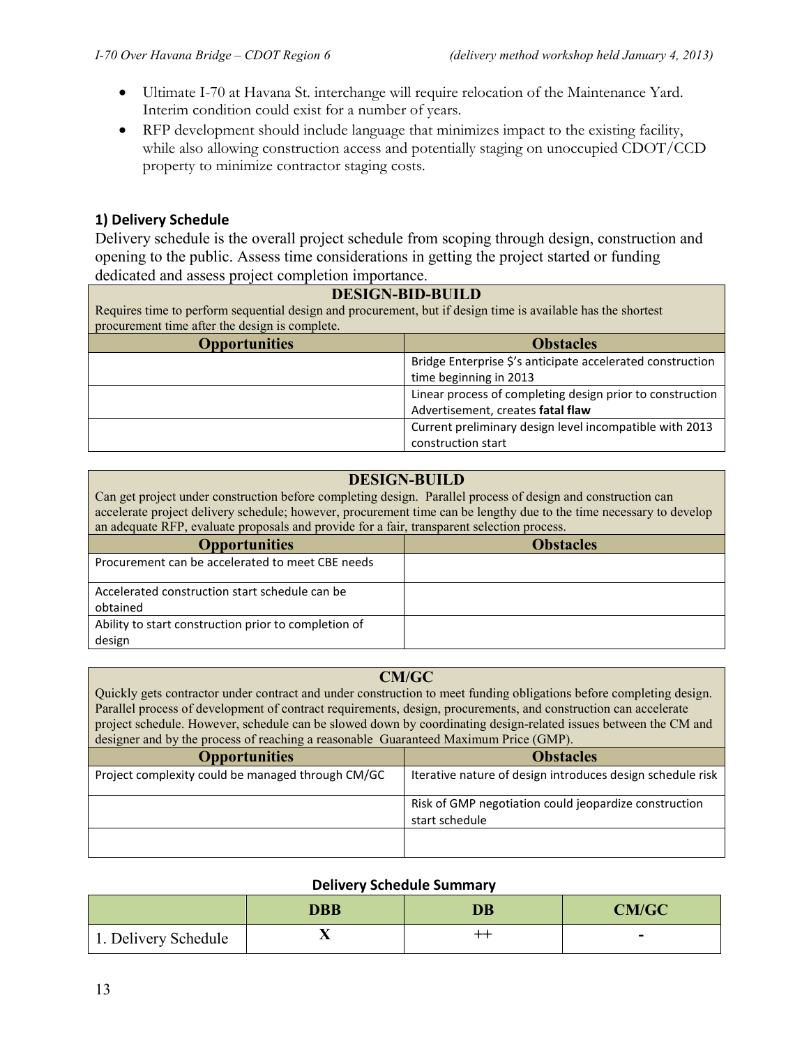- Ultimate I-70 at Havana St. interchange will require relocation of the Maintenance Yard. Interim condition could exist for a number of years.
- RFP development should include language that minimizes impact to the existing facility, while also allowing construction access and potentially staging on unoccupied CDOT/CCD property to minimize contractor staging costs.

### 1) Delivery Schedule

Delivery schedule is the overall project schedule from scoping through design, construction and opening to the public. Assess time considerations in getting the project started or funding dedicated and assess project completion importance.

| DESIGN-BID-BUILD<br>Requires time to perform sequential design and procurement, but if design time is available has the shortest procurement time after the design is complete. | |
|---|---|
| **Opportunities** | **Obstacles** |
| | Bridge Enterprise $'s anticipate accelerated construction time beginning in 2013 |
| | Linear process of completing design prior to construction Advertisement, creates **fatal flaw** |
| | Current preliminary design level incompatible with 2013 construction start |

| DESIGN-BUILD<br>Can get project under construction before completing design. Parallel process of design and construction can accelerate project delivery schedule; however, procurement time can be lengthy due to the time necessary to develop an adequate RFP, evaluate proposals and provide for a fair, transparent selection process. | |
|---|---|
| **Opportunities** | **Obstacles** |
| Procurement can be accelerated to meet CBE needs | |
| Accelerated construction start schedule can be obtained | |
| Ability to start construction prior to completion of design | |

| CM/GC<br>Quickly gets contractor under contract and under construction to meet funding obligations before completing design. Parallel process of development of contract requirements, design, procurements, and construction can accelerate project schedule. However, schedule can be slowed down by coordinating design-related issues between the CM and designer and by the process of reaching a reasonable Guaranteed Maximum Price (GMP). | |
|---|---|
| **Opportunities** | **Obstacles** |
| Project complexity could be managed through CM/GC | Iterative nature of design introduces design schedule risk |
| | Risk of GMP negotiation could jeopardize construction start schedule |
| | |

**Delivery Schedule Summary**

| | DBB | DB | CM/GC |
|---|---|---|---|
| 1. Delivery Schedule | X | ++ | - |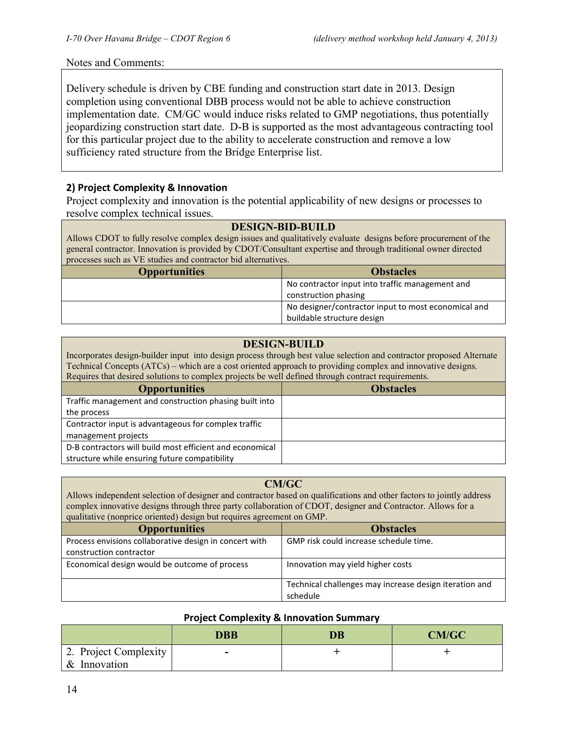Notes and Comments:

Delivery schedule is driven by CBE funding and construction start date in 2013. Design completion using conventional DBB process would not be able to achieve construction implementation date. CM/GC would induce risks related to GMP negotiations, thus potentially jeopardizing construction start date. D-B is supported as the most advantageous contracting tool for this particular project due to the ability to accelerate construction and remove a low sufficiency rated structure from the Bridge Enterprise list.

### 2) Project Complexity & Innovation

Project complexity and innovation is the potential applicability of new designs or processes to resolve complex technical issues.

**DESIGN-BID-BUILD**

Allows CDOT to fully resolve complex design issues and qualitatively evaluate designs before procurement of the general contractor. Innovation is provided by CDOT/Consultant expertise and through traditional owner directed processes such as VE studies and contractor bid alternatives.

| Opportunities | Obstacles |
|---|---|
| | No contractor input into traffic management and construction phasing |
| | No designer/contractor input to most economical and buildable structure design |

**DESIGN-BUILD**

Incorporates design-builder input into design process through best value selection and contractor proposed Alternate Technical Concepts (ATCs) – which are a cost oriented approach to providing complex and innovative designs. Requires that desired solutions to complex projects be well defined through contract requirements.

| Opportunities | Obstacles |
|---|---|
| Traffic management and construction phasing built into the process | |
| Contractor input is advantageous for complex traffic management projects | |
| D-B contractors will build most efficient and economical structure while ensuring future compatibility | |

**CM/GC**

Allows independent selection of designer and contractor based on qualifications and other factors to jointly address complex innovative designs through three party collaboration of CDOT, designer and Contractor. Allows for a qualitative (nonprice oriented) design but requires agreement on GMP.

| Opportunities | Obstacles |
|---|---|
| Process envisions collaborative design in concert with construction contractor | GMP risk could increase schedule time. |
| Economical design would be outcome of process | Innovation may yield higher costs |
| | Technical challenges may increase design iteration and schedule |

**Project Complexity & Innovation Summary**

| | DBB | DB | CM/GC |
|---|---|---|---|
| 2. Project Complexity & Innovation | - | + | + |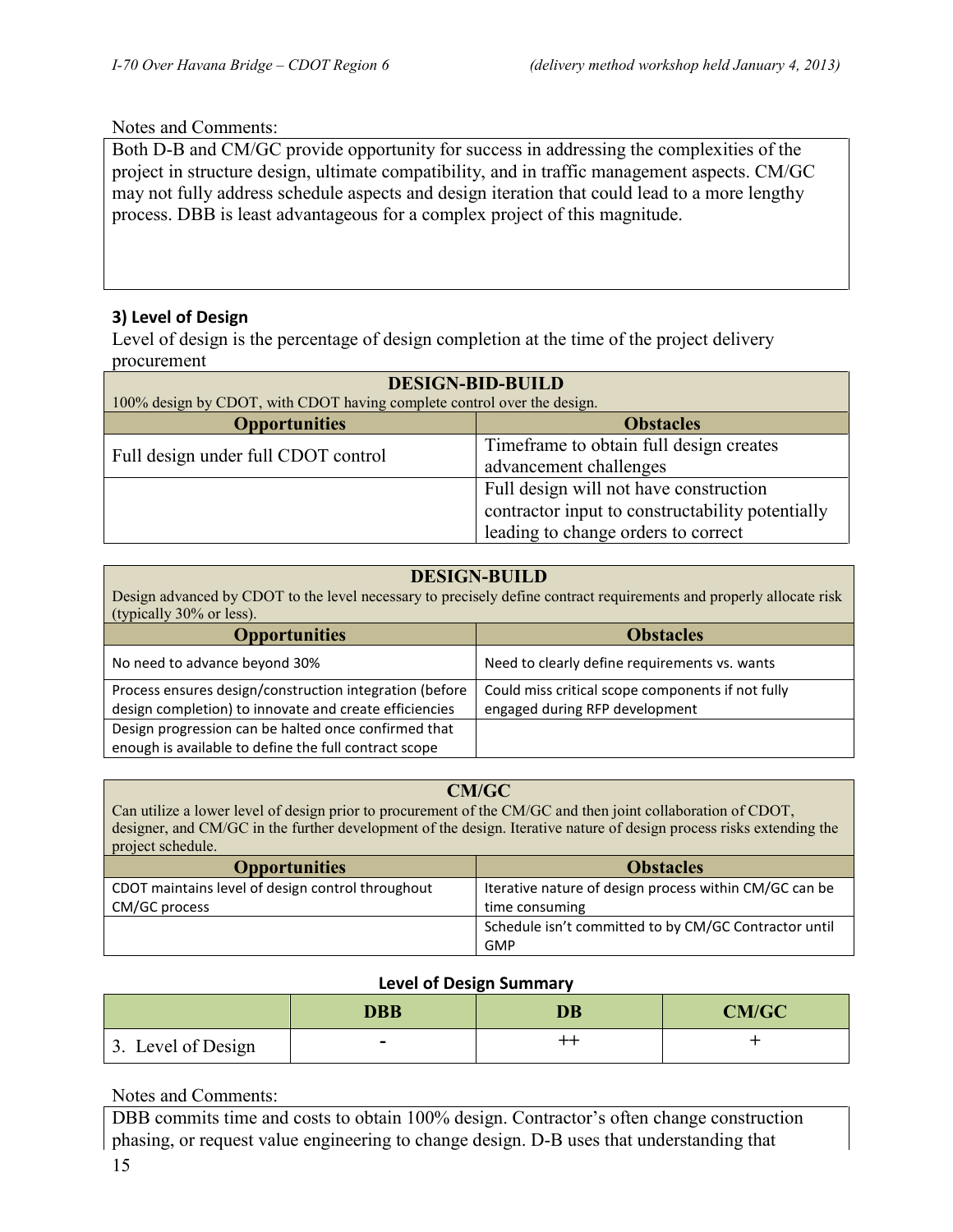Notes and Comments:

Both D-B and CM/GC provide opportunity for success in addressing the complexities of the project in structure design, ultimate compatibility, and in traffic management aspects. CM/GC may not fully address schedule aspects and design iteration that could lead to a more lengthy process. DBB is least advantageous for a complex project of this magnitude.

### 3) Level of Design

Level of design is the percentage of design completion at the time of the project delivery procurement

**DESIGN-BID-BUILD**

100% design by CDOT, with CDOT having complete control over the design.

| Opportunities | Obstacles |
|---|---|
| Full design under full CDOT control | Timeframe to obtain full design creates advancement challenges |
| | Full design will not have construction contractor input to constructability potentially leading to change orders to correct |

**DESIGN-BUILD**

Design advanced by CDOT to the level necessary to precisely define contract requirements and properly allocate risk (typically 30% or less).

| Opportunities | Obstacles |
|---|---|
| No need to advance beyond 30% | Need to clearly define requirements vs. wants |
| Process ensures design/construction integration (before design completion) to innovate and create efficiencies | Could miss critical scope components if not fully engaged during RFP development |
| Design progression can be halted once confirmed that enough is available to define the full contract scope | |

**CM/GC**

Can utilize a lower level of design prior to procurement of the CM/GC and then joint collaboration of CDOT, designer, and CM/GC in the further development of the design. Iterative nature of design process risks extending the project schedule.

| Opportunities | Obstacles |
|---|---|
| CDOT maintains level of design control throughout CM/GC process | Iterative nature of design process within CM/GC can be time consuming |
| | Schedule isn't committed to by CM/GC Contractor until GMP |

**Level of Design Summary**

| | DBB | DB | CM/GC |
|---|---|---|---|
| 3. Level of Design | - | ++ | + |

Notes and Comments:

DBB commits time and costs to obtain 100% design. Contractor's often change construction phasing, or request value engineering to change design. D-B uses that understanding that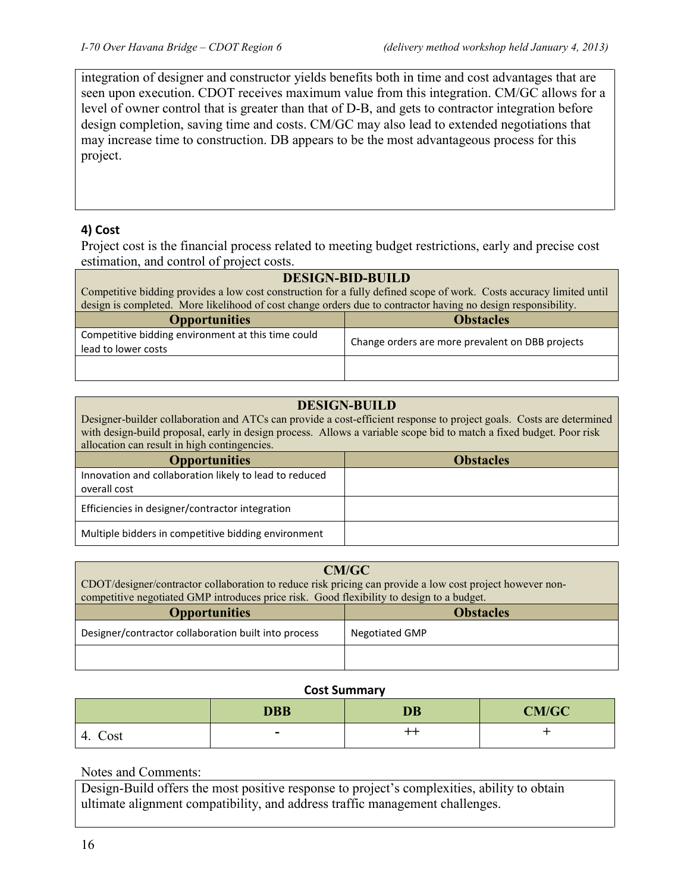integration of designer and constructor yields benefits both in time and cost advantages that are seen upon execution. CDOT receives maximum value from this integration. CM/GC allows for a level of owner control that is greater than that of D-B, and gets to contractor integration before design completion, saving time and costs. CM/GC may also lead to extended negotiations that may increase time to construction. DB appears to be the most advantageous process for this project.

### 4) Cost

Project cost is the financial process related to meeting budget restrictions, early and precise cost estimation, and control of project costs.

| DESIGN-BID-BUILD<br>Competitive bidding provides a low cost construction for a fully defined scope of work. Costs accuracy limited until design is completed. More likelihood of cost change orders due to contractor having no design responsibility. | |
|---|---|
| **Opportunities** | **Obstacles** |
| Competitive bidding environment at this time could lead to lower costs | Change orders are more prevalent on DBB projects |
| | |

| DESIGN-BUILD<br>Designer-builder collaboration and ATCs can provide a cost-efficient response to project goals. Costs are determined with design-build proposal, early in design process. Allows a variable scope bid to match a fixed budget. Poor risk allocation can result in high contingencies. | |
|---|---|
| **Opportunities** | **Obstacles** |
| Innovation and collaboration likely to lead to reduced overall cost | |
| Efficiencies in designer/contractor integration | |
| Multiple bidders in competitive bidding environment | |

| CM/GC<br>CDOT/designer/contractor collaboration to reduce risk pricing can provide a low cost project however non-competitive negotiated GMP introduces price risk. Good flexibility to design to a budget. | |
|---|---|
| **Opportunities** | **Obstacles** |
| Designer/contractor collaboration built into process | Negotiated GMP |
| | |

**Cost Summary**

| | DBB | DB | CM/GC |
|---|---|---|---|
| 4. Cost | - | ++ | + |

Notes and Comments:

Design-Build offers the most positive response to project's complexities, ability to obtain ultimate alignment compatibility, and address traffic management challenges.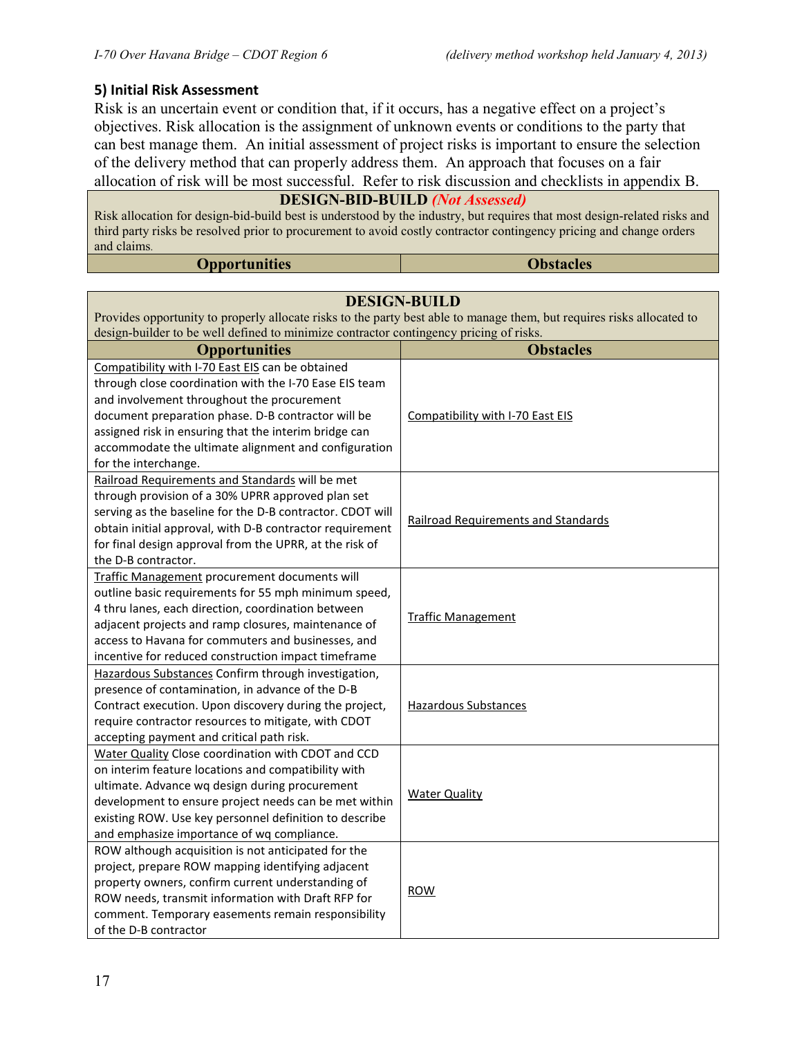## 5) Initial Risk Assessment

Risk is an uncertain event or condition that, if it occurs, has a negative effect on a project's objectives. Risk allocation is the assignment of unknown events or conditions to the party that can best manage them. An initial assessment of project risks is important to ensure the selection of the delivery method that can properly address them. An approach that focuses on a fair allocation of risk will be most successful. Refer to risk discussion and checklists in appendix B.

| **DESIGN-BID-BUILD** *(Not Assessed)* | |
|---|---|
| Risk allocation for design-bid-build best is understood by the industry, but requires that most design-related risks and third party risks be resolved prior to procurement to avoid costly contractor contingency pricing and change orders and claims. | |
| **Opportunities** | **Obstacles** |

| **DESIGN-BUILD** | |
|---|---|
| Provides opportunity to properly allocate risks to the party best able to manage them, but requires risks allocated to design-builder to be well defined to minimize contractor contingency pricing of risks. | |
| **Opportunities** | **Obstacles** |
| Compatibility with I-70 East EIS can be obtained through close coordination with the I-70 Ease EIS team and involvement throughout the procurement document preparation phase. D-B contractor will be assigned risk in ensuring that the interim bridge can accommodate the ultimate alignment and configuration for the interchange. | Compatibility with I-70 East EIS |
| Railroad Requirements and Standards will be met through provision of a 30% UPRR approved plan set serving as the baseline for the D-B contractor. CDOT will obtain initial approval, with D-B contractor requirement for final design approval from the UPRR, at the risk of the D-B contractor. | Railroad Requirements and Standards |
| Traffic Management procurement documents will outline basic requirements for 55 mph minimum speed, 4 thru lanes, each direction, coordination between adjacent projects and ramp closures, maintenance of access to Havana for commuters and businesses, and incentive for reduced construction impact timeframe | Traffic Management |
| Hazardous Substances Confirm through investigation, presence of contamination, in advance of the D-B Contract execution. Upon discovery during the project, require contractor resources to mitigate, with CDOT accepting payment and critical path risk. | Hazardous Substances |
| Water Quality Close coordination with CDOT and CCD on interim feature locations and compatibility with ultimate. Advance wq design during procurement development to ensure project needs can be met within existing ROW. Use key personnel definition to describe and emphasize importance of wq compliance. | Water Quality |
| ROW although acquisition is not anticipated for the project, prepare ROW mapping identifying adjacent property owners, confirm current understanding of ROW needs, transmit information with Draft RFP for comment. Temporary easements remain responsibility of the D-B contractor | ROW |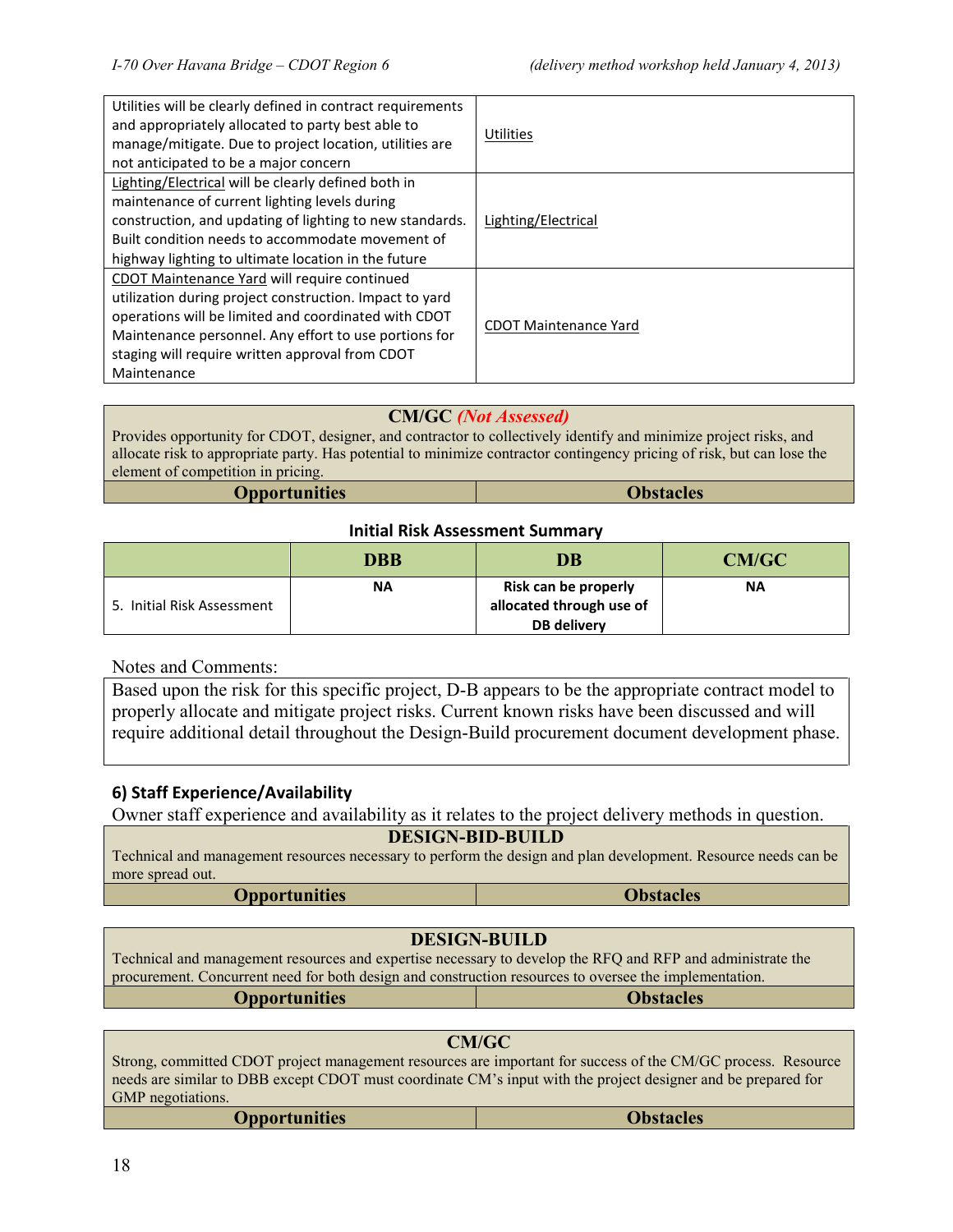| | |
|---|---|
| Utilities will be clearly defined in contract requirements and appropriately allocated to party best able to manage/mitigate. Due to project location, utilities are not anticipated to be a major concern | Utilities |
| Lighting/Electrical will be clearly defined both in maintenance of current lighting levels during construction, and updating of lighting to new standards. Built condition needs to accommodate movement of highway lighting to ultimate location in the future | Lighting/Electrical |
| CDOT Maintenance Yard will require continued utilization during project construction. Impact to yard operations will be limited and coordinated with CDOT Maintenance personnel. Any effort to use portions for staging will require written approval from CDOT Maintenance | CDOT Maintenance Yard |

**CM/GC** ***(Not Assessed)***

Provides opportunity for CDOT, designer, and contractor to collectively identify and minimize project risks, and allocate risk to appropriate party. Has potential to minimize contractor contingency pricing of risk, but can lose the element of competition in pricing.

| Opportunities | Obstacles |
|---|---|

**Initial Risk Assessment Summary**

| | DBB | DB | CM/GC |
|---|---|---|---|
| 5. Initial Risk Assessment | **NA** | **Risk can be properly allocated through use of DB delivery** | **NA** |

Notes and Comments:

Based upon the risk for this specific project, D-B appears to be the appropriate contract model to properly allocate and mitigate project risks. Current known risks have been discussed and will require additional detail throughout the Design-Build procurement document development phase.

### 6) Staff Experience/Availability

Owner staff experience and availability as it relates to the project delivery methods in question.

**DESIGN-BID-BUILD**

Technical and management resources necessary to perform the design and plan development. Resource needs can be more spread out.

| Opportunities | Obstacles |
|---|---|

**DESIGN-BUILD**

Technical and management resources and expertise necessary to develop the RFQ and RFP and administrate the procurement. Concurrent need for both design and construction resources to oversee the implementation.

| Opportunities | Obstacles |
|---|---|

**CM/GC**

Strong, committed CDOT project management resources are important for success of the CM/GC process. Resource needs are similar to DBB except CDOT must coordinate CM's input with the project designer and be prepared for GMP negotiations.

| Opportunities | Obstacles |
|---|---|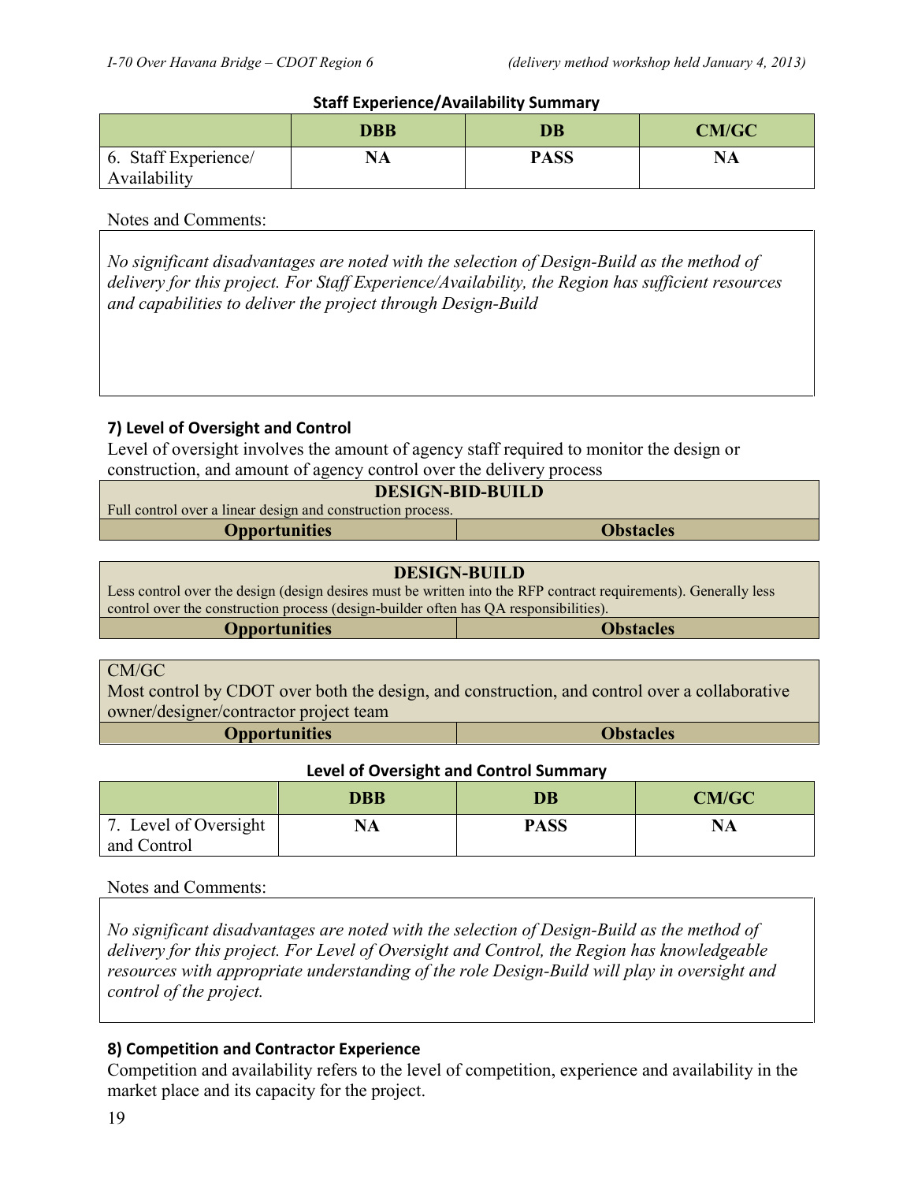**Staff Experience/Availability Summary**

| | DBB | DB | CM/GC |
|---|---|---|---|
| 6. Staff Experience/ Availability | NA | PASS | NA |

Notes and Comments:

*No significant disadvantages are noted with the selection of Design-Build as the method of delivery for this project. For Staff Experience/Availability, the Region has sufficient resources and capabilities to deliver the project through Design-Build*

### 7) Level of Oversight and Control

Level of oversight involves the amount of agency staff required to monitor the design or construction, and amount of agency control over the delivery process

| DESIGN-BID-BUILD | |
|---|---|
| Full control over a linear design and construction process. | |
| **Opportunities** | **Obstacles** |

| DESIGN-BUILD | |
|---|---|
| Less control over the design (design desires must be written into the RFP contract requirements). Generally less control over the construction process (design-builder often has QA responsibilities). | |
| **Opportunities** | **Obstacles** |

| CM/GC | |
|---|---|
| Most control by CDOT over both the design, and construction, and control over a collaborative owner/designer/contractor project team | |
| **Opportunities** | **Obstacles** |

**Level of Oversight and Control Summary**

| | DBB | DB | CM/GC |
|---|---|---|---|
| 7. Level of Oversight and Control | NA | PASS | NA |

Notes and Comments:

*No significant disadvantages are noted with the selection of Design-Build as the method of delivery for this project. For Level of Oversight and Control, the Region has knowledgeable resources with appropriate understanding of the role Design-Build will play in oversight and control of the project.*

### 8) Competition and Contractor Experience

Competition and availability refers to the level of competition, experience and availability in the market place and its capacity for the project.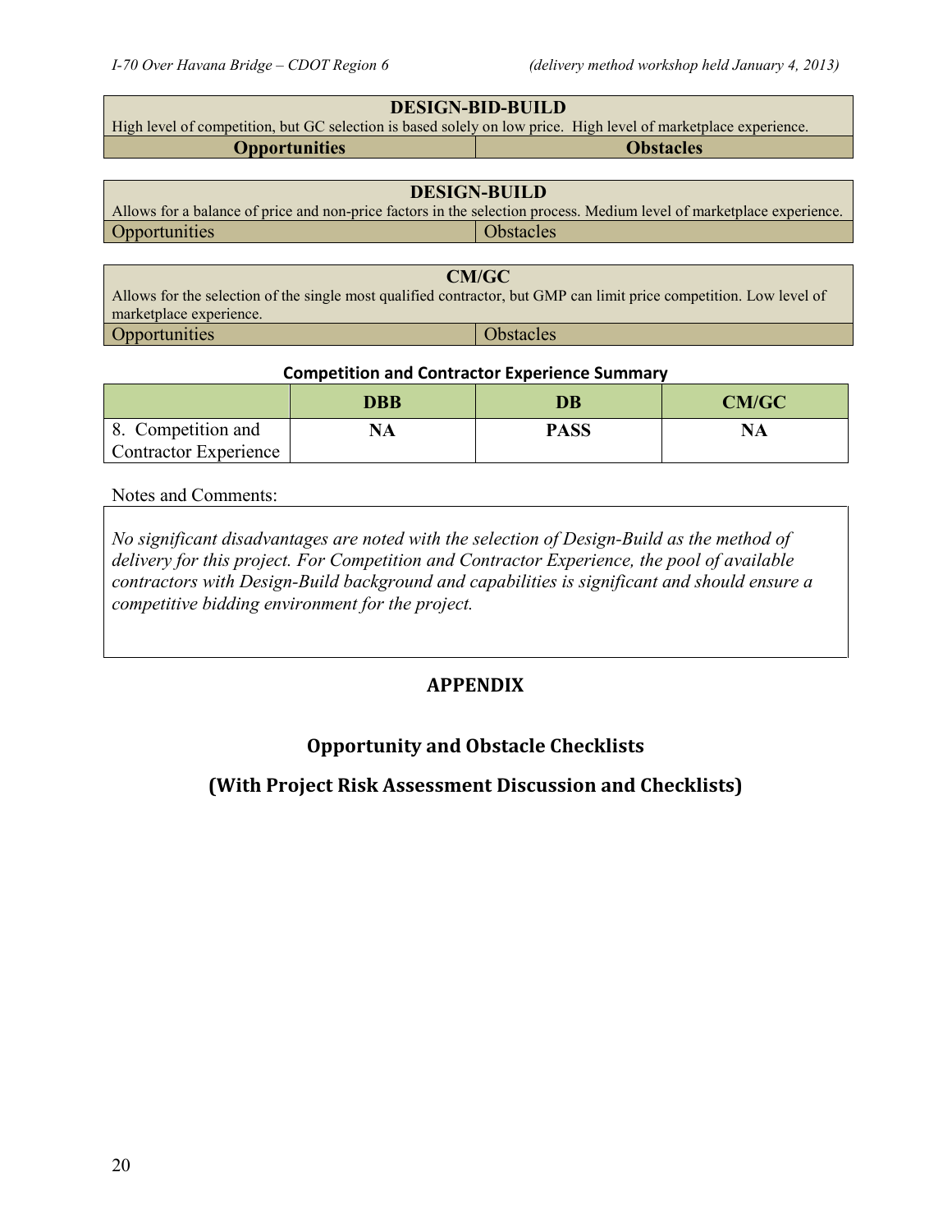| DESIGN-BID-BUILD<br>High level of competition, but GC selection is based solely on low price. High level of marketplace experience. | |
|---|---|
| **Opportunities** | **Obstacles** |

| DESIGN-BUILD<br>Allows for a balance of price and non-price factors in the selection process. Medium level of marketplace experience. | |
|---|---|
| Opportunities | Obstacles |

| CM/GC<br>Allows for the selection of the single most qualified contractor, but GMP can limit price competition. Low level of marketplace experience. | |
|---|---|
| Opportunities | Obstacles |

**Competition and Contractor Experience Summary**

| | DBB | DB | CM/GC |
|---|---|---|---|
| 8. Competition and Contractor Experience | **NA** | **PASS** | **NA** |

Notes and Comments:

*No significant disadvantages are noted with the selection of Design-Build as the method of delivery for this project. For Competition and Contractor Experience, the pool of available contractors with Design-Build background and capabilities is significant and should ensure a competitive bidding environment for the project.*

## APPENDIX

## Opportunity and Obstacle Checklists

## (With Project Risk Assessment Discussion and Checklists)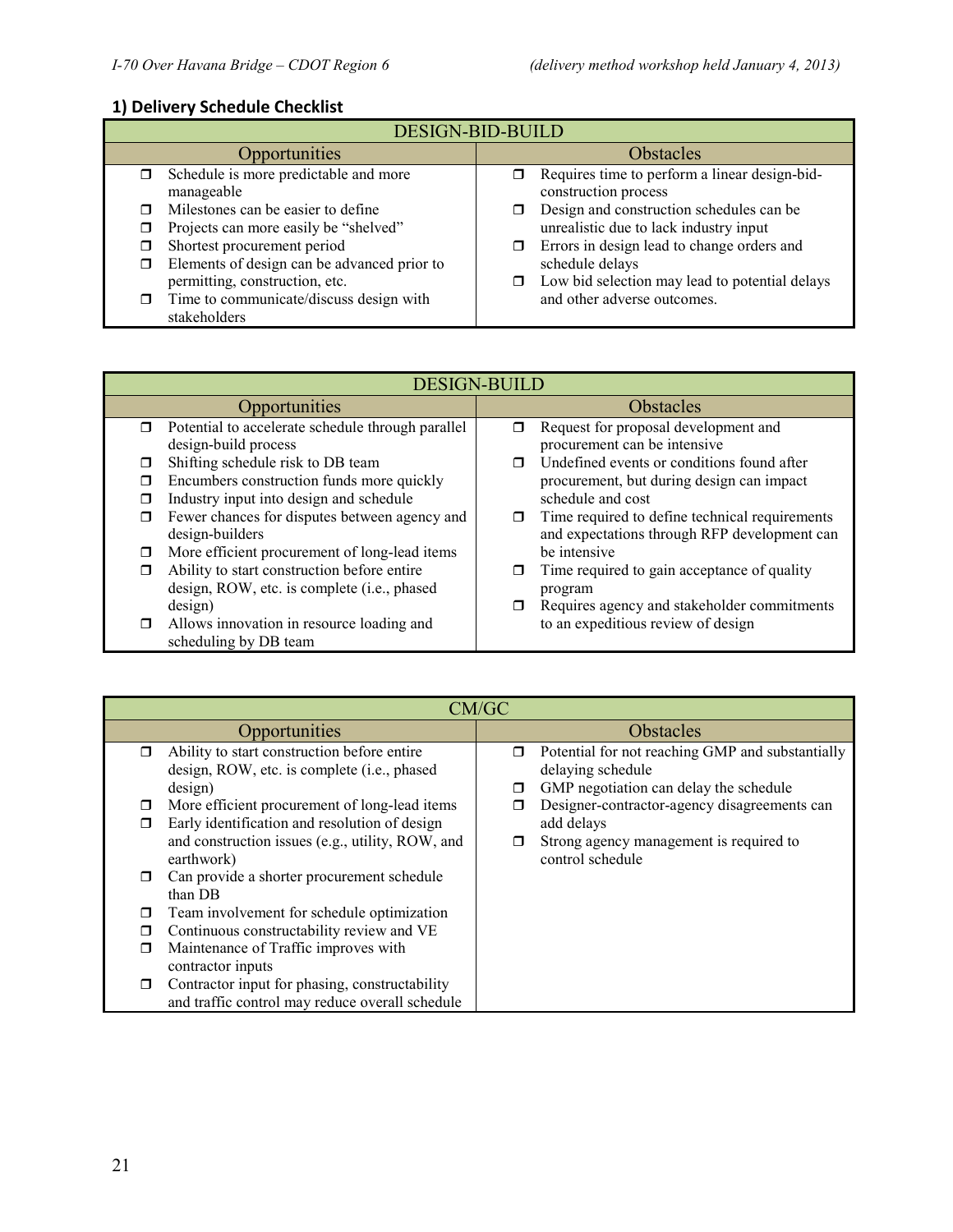## 1) Delivery Schedule Checklist

| DESIGN-BID-BUILD | |
|---|---|
| **Opportunities** | **Obstacles** |
| ❒ Schedule is more predictable and more manageable<br>❒ Milestones can be easier to define<br>❒ Projects can more easily be "shelved"<br>❒ Shortest procurement period<br>❒ Elements of design can be advanced prior to permitting, construction, etc.<br>❒ Time to communicate/discuss design with stakeholders | ❒ Requires time to perform a linear design-bid-construction process<br>❒ Design and construction schedules can be unrealistic due to lack industry input<br>❒ Errors in design lead to change orders and schedule delays<br>❒ Low bid selection may lead to potential delays and other adverse outcomes. |

| DESIGN-BUILD | |
|---|---|
| **Opportunities** | **Obstacles** |
| ❒ Potential to accelerate schedule through parallel design-build process<br>❒ Shifting schedule risk to DB team<br>❒ Encumbers construction funds more quickly<br>❒ Industry input into design and schedule<br>❒ Fewer chances for disputes between agency and design-builders<br>❒ More efficient procurement of long-lead items<br>❒ Ability to start construction before entire design, ROW, etc. is complete (i.e., phased design)<br>❒ Allows innovation in resource loading and scheduling by DB team | ❒ Request for proposal development and procurement can be intensive<br>❒ Undefined events or conditions found after procurement, but during design can impact schedule and cost<br>❒ Time required to define technical requirements and expectations through RFP development can be intensive<br>❒ Time required to gain acceptance of quality program<br>❒ Requires agency and stakeholder commitments to an expeditious review of design |

| CM/GC | |
|---|---|
| **Opportunities** | **Obstacles** |
| ❒ Ability to start construction before entire design, ROW, etc. is complete (i.e., phased design)<br>❒ More efficient procurement of long-lead items<br>❒ Early identification and resolution of design and construction issues (e.g., utility, ROW, and earthwork)<br>❒ Can provide a shorter procurement schedule than DB<br>❒ Team involvement for schedule optimization<br>❒ Continuous constructability review and VE<br>❒ Maintenance of Traffic improves with contractor inputs<br>❒ Contractor input for phasing, constructability and traffic control may reduce overall schedule | ❒ Potential for not reaching GMP and substantially delaying schedule<br>❒ GMP negotiation can delay the schedule<br>❒ Designer-contractor-agency disagreements can add delays<br>❒ Strong agency management is required to control schedule |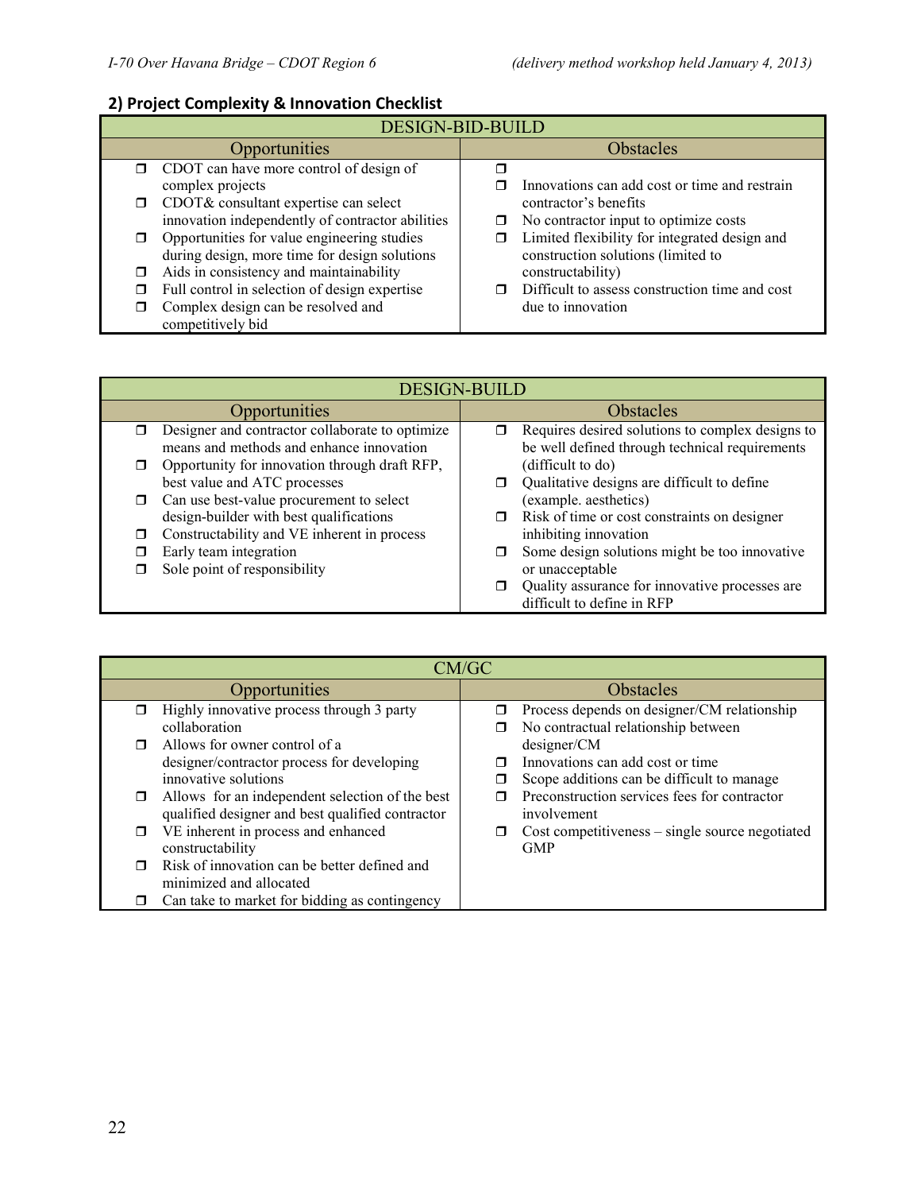## 2) Project Complexity & Innovation Checklist

| DESIGN-BID-BUILD | |
|---|---|
| **Opportunities** | **Obstacles** |
| ❐ CDOT can have more control of design of complex projects<br>❐ CDOT& consultant expertise can select innovation independently of contractor abilities<br>❐ Opportunities for value engineering studies during design, more time for design solutions<br>❐ Aids in consistency and maintainability<br>❐ Full control in selection of design expertise<br>❐ Complex design can be resolved and competitively bid | ❐<br>❐ Innovations can add cost or time and restrain contractor's benefits<br>❐ No contractor input to optimize costs<br>❐ Limited flexibility for integrated design and construction solutions (limited to constructability)<br>❐ Difficult to assess construction time and cost due to innovation |

| DESIGN-BUILD | |
|---|---|
| **Opportunities** | **Obstacles** |
| ❐ Designer and contractor collaborate to optimize means and methods and enhance innovation<br>❐ Opportunity for innovation through draft RFP, best value and ATC processes<br>❐ Can use best-value procurement to select design-builder with best qualifications<br>❐ Constructability and VE inherent in process<br>❐ Early team integration<br>❐ Sole point of responsibility | ❐ Requires desired solutions to complex designs to be well defined through technical requirements (difficult to do)<br>❐ Qualitative designs are difficult to define (example. aesthetics)<br>❐ Risk of time or cost constraints on designer inhibiting innovation<br>❐ Some design solutions might be too innovative or unacceptable<br>❐ Quality assurance for innovative processes are difficult to define in RFP |

| CM/GC | |
|---|---|
| **Opportunities** | **Obstacles** |
| ❐ Highly innovative process through 3 party collaboration<br>❐ Allows for owner control of a designer/contractor process for developing innovative solutions<br>❐ Allows for an independent selection of the best qualified designer and best qualified contractor<br>❐ VE inherent in process and enhanced constructability<br>❐ Risk of innovation can be better defined and minimized and allocated<br>❐ Can take to market for bidding as contingency | ❐ Process depends on designer/CM relationship<br>❐ No contractual relationship between designer/CM<br>❐ Innovations can add cost or time<br>❐ Scope additions can be difficult to manage<br>❐ Preconstruction services fees for contractor involvement<br>❐ Cost competitiveness – single source negotiated GMP |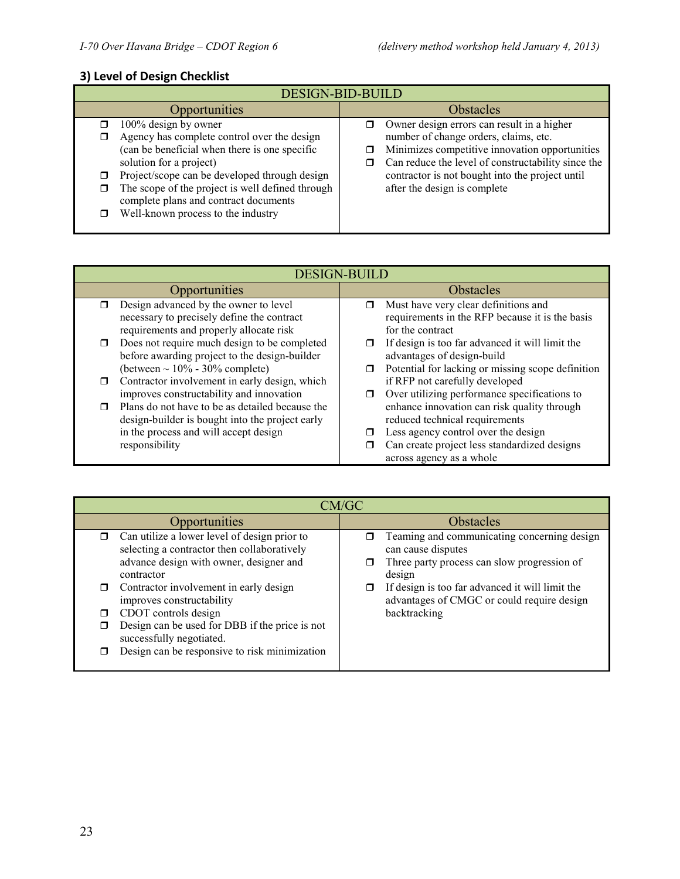### 3) Level of Design Checklist

| DESIGN-BID-BUILD | |
|---|---|
| **Opportunities** | **Obstacles** |
| ☐ 100% design by owner<br>☐ Agency has complete control over the design (can be beneficial when there is one specific solution for a project)<br>☐ Project/scope can be developed through design<br>☐ The scope of the project is well defined through complete plans and contract documents<br>☐ Well-known process to the industry | ☐ Owner design errors can result in a higher number of change orders, claims, etc.<br>☐ Minimizes competitive innovation opportunities<br>☐ Can reduce the level of constructability since the contractor is not bought into the project until after the design is complete |

| DESIGN-BUILD | |
|---|---|
| **Opportunities** | **Obstacles** |
| ☐ Design advanced by the owner to level necessary to precisely define the contract requirements and properly allocate risk<br>☐ Does not require much design to be completed before awarding project to the design-builder (between ~ 10% - 30% complete)<br>☐ Contractor involvement in early design, which improves constructability and innovation<br>☐ Plans do not have to be as detailed because the design-builder is bought into the project early in the process and will accept design responsibility | ☐ Must have very clear definitions and requirements in the RFP because it is the basis for the contract<br>☐ If design is too far advanced it will limit the advantages of design-build<br>☐ Potential for lacking or missing scope definition if RFP not carefully developed<br>☐ Over utilizing performance specifications to enhance innovation can risk quality through reduced technical requirements<br>☐ Less agency control over the design<br>☐ Can create project less standardized designs across agency as a whole |

| CM/GC | |
|---|---|
| **Opportunities** | **Obstacles** |
| ☐ Can utilize a lower level of design prior to selecting a contractor then collaboratively advance design with owner, designer and contractor<br>☐ Contractor involvement in early design improves constructability<br>☐ CDOT controls design<br>☐ Design can be used for DBB if the price is not successfully negotiated.<br>☐ Design can be responsive to risk minimization | ☐ Teaming and communicating concerning design can cause disputes<br>☐ Three party process can slow progression of design<br>☐ If design is too far advanced it will limit the advantages of CMGC or could require design backtracking |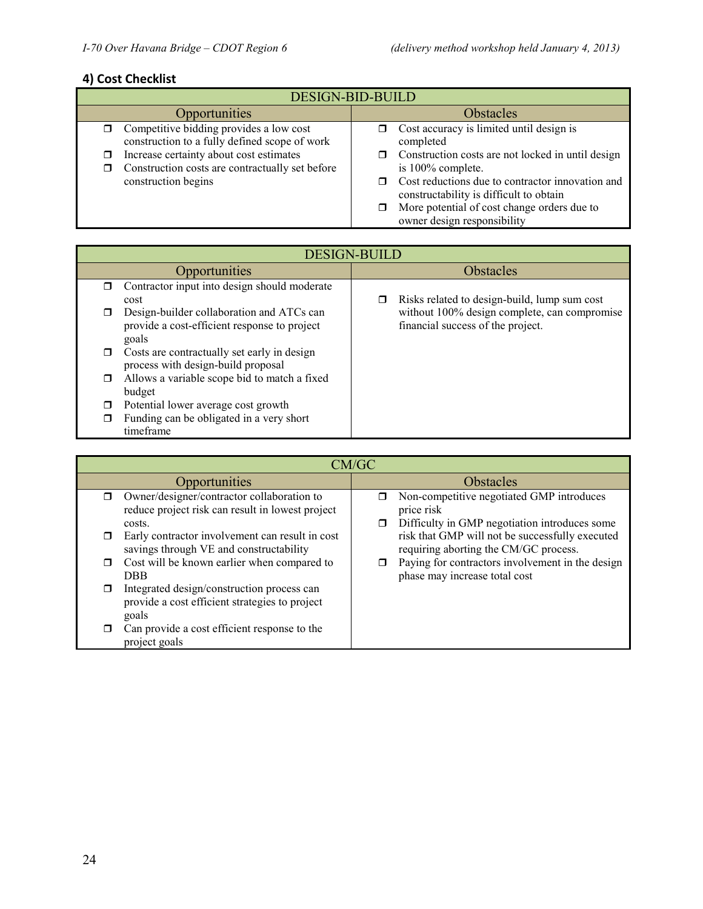## 4) Cost Checklist

| DESIGN-BID-BUILD | |
|---|---|
| **Opportunities** | **Obstacles** |
| ❒ Competitive bidding provides a low cost construction to a fully defined scope of work<br>❒ Increase certainty about cost estimates<br>❒ Construction costs are contractually set before construction begins | ❒ Cost accuracy is limited until design is completed<br>❒ Construction costs are not locked in until design is 100% complete.<br>❒ Cost reductions due to contractor innovation and constructability is difficult to obtain<br>❒ More potential of cost change orders due to owner design responsibility |

| DESIGN-BUILD | |
|---|---|
| **Opportunities** | **Obstacles** |
| ❒ Contractor input into design should moderate cost<br>❒ Design-builder collaboration and ATCs can provide a cost-efficient response to project goals<br>❒ Costs are contractually set early in design process with design-build proposal<br>❒ Allows a variable scope bid to match a fixed budget<br>❒ Potential lower average cost growth<br>❒ Funding can be obligated in a very short timeframe | ❒ Risks related to design-build, lump sum cost without 100% design complete, can compromise financial success of the project. |

| CM/GC | |
|---|---|
| **Opportunities** | **Obstacles** |
| ❒ Owner/designer/contractor collaboration to reduce project risk can result in lowest project costs.<br>❒ Early contractor involvement can result in cost savings through VE and constructability<br>❒ Cost will be known earlier when compared to DBB<br>❒ Integrated design/construction process can provide a cost efficient strategies to project goals<br>❒ Can provide a cost efficient response to the project goals | ❒ Non-competitive negotiated GMP introduces price risk<br>❒ Difficulty in GMP negotiation introduces some risk that GMP will not be successfully executed requiring aborting the CM/GC process.<br>❒ Paying for contractors involvement in the design phase may increase total cost |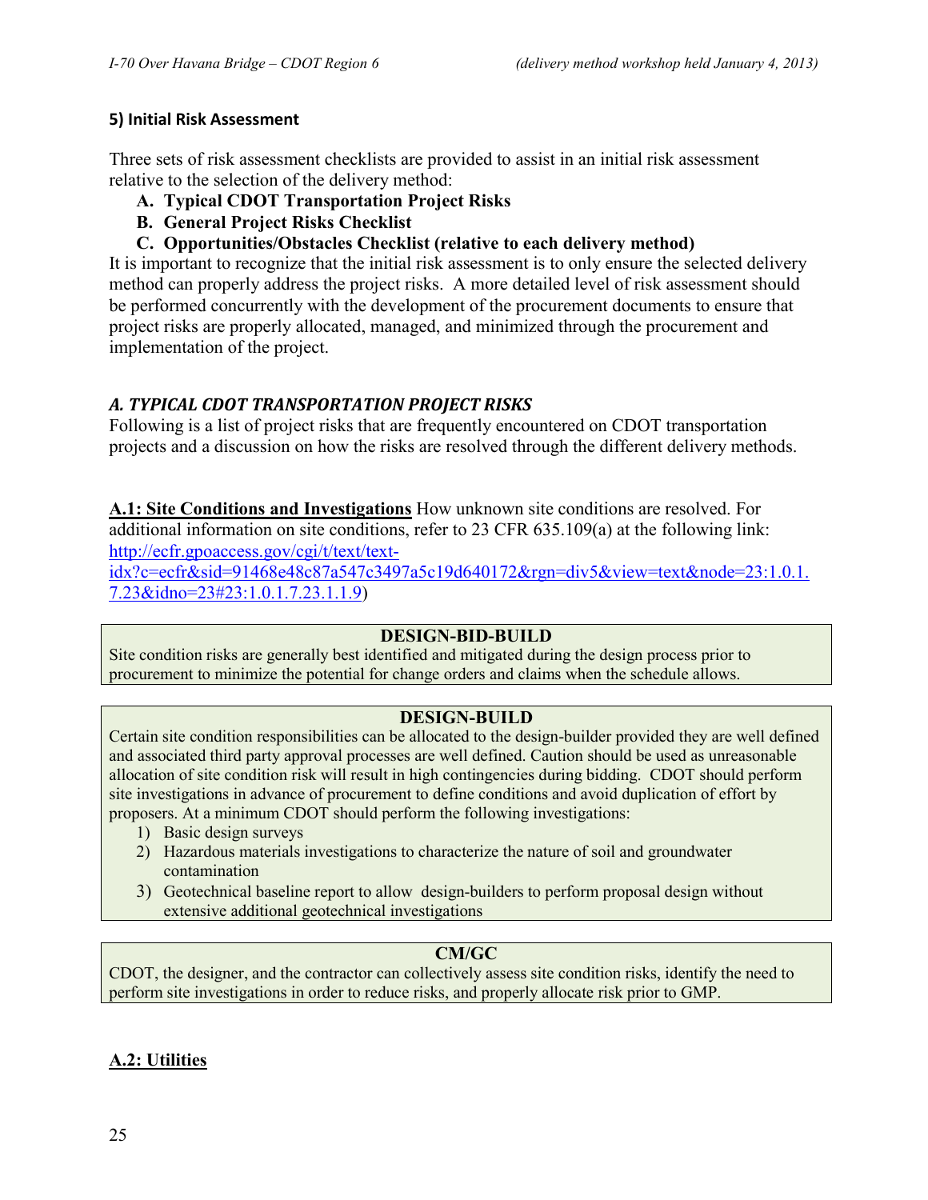### 5) Initial Risk Assessment

Three sets of risk assessment checklists are provided to assist in an initial risk assessment relative to the selection of the delivery method:

- **A. Typical CDOT Transportation Project Risks**
- **B. General Project Risks Checklist**
- **C. Opportunities/Obstacles Checklist (relative to each delivery method)**

It is important to recognize that the initial risk assessment is to only ensure the selected delivery method can properly address the project risks. A more detailed level of risk assessment should be performed concurrently with the development of the procurement documents to ensure that project risks are properly allocated, managed, and minimized through the procurement and implementation of the project.

### *A. TYPICAL CDOT TRANSPORTATION PROJECT RISKS*

Following is a list of project risks that are frequently encountered on CDOT transportation projects and a discussion on how the risks are resolved through the different delivery methods.

**A.1: Site Conditions and Investigations** How unknown site conditions are resolved. For additional information on site conditions, refer to 23 CFR 635.109(a) at the following link: http://ecfr.gpoaccess.gov/cgi/t/text/text-idx?c=ecfr&sid=91468e48c87a547c3497a5c19d640172&rgn=div5&view=text&node=23:1.0.1.7.23&idno=23#23:1.0.1.7.23.1.1.9)

| DESIGN-BID-BUILD |
|---|
| Site condition risks are generally best identified and mitigated during the design process prior to procurement to minimize the potential for change orders and claims when the schedule allows. |

| DESIGN-BUILD |
|---|
| Certain site condition responsibilities can be allocated to the design-builder provided they are well defined and associated third party approval processes are well defined. Caution should be used as unreasonable allocation of site condition risk will result in high contingencies during bidding. CDOT should perform site investigations in advance of procurement to define conditions and avoid duplication of effort by proposers. At a minimum CDOT should perform the following investigations: 1) Basic design surveys 2) Hazardous materials investigations to characterize the nature of soil and groundwater contamination 3) Geotechnical baseline report to allow design-builders to perform proposal design without extensive additional geotechnical investigations |

| CM/GC |
|---|
| CDOT, the designer, and the contractor can collectively assess site condition risks, identify the need to perform site investigations in order to reduce risks, and properly allocate risk prior to GMP. |

**A.2: Utilities**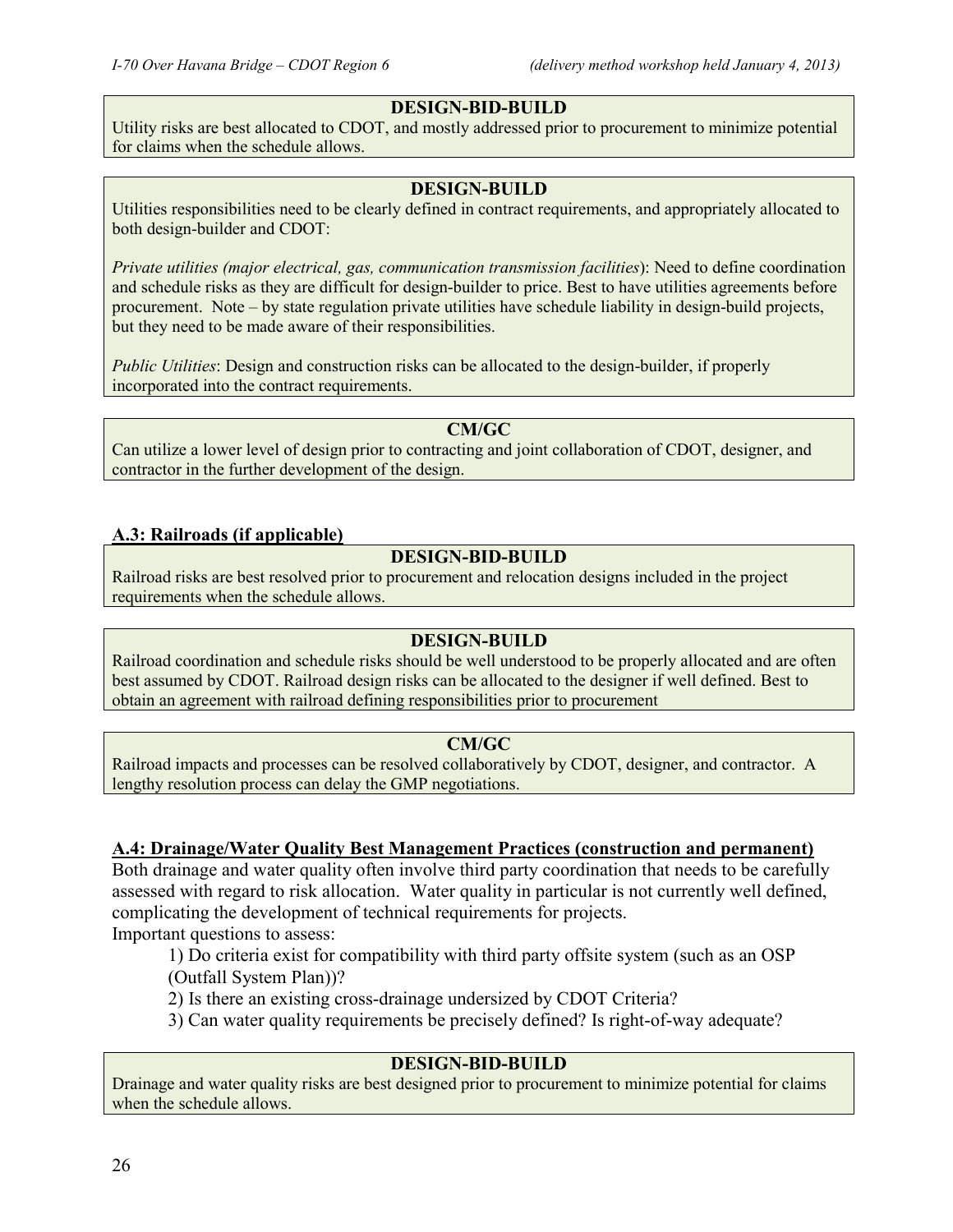**DESIGN-BID-BUILD**

Utility risks are best allocated to CDOT, and mostly addressed prior to procurement to minimize potential for claims when the schedule allows.

**DESIGN-BUILD**

Utilities responsibilities need to be clearly defined in contract requirements, and appropriately allocated to both design-builder and CDOT:

*Private utilities (major electrical, gas, communication transmission facilities)*: Need to define coordination and schedule risks as they are difficult for design-builder to price. Best to have utilities agreements before procurement. Note – by state regulation private utilities have schedule liability in design-build projects, but they need to be made aware of their responsibilities.

*Public Utilities*: Design and construction risks can be allocated to the design-builder, if properly incorporated into the contract requirements.

**CM/GC**

Can utilize a lower level of design prior to contracting and joint collaboration of CDOT, designer, and contractor in the further development of the design.

## A.3: Railroads (if applicable)

**DESIGN-BID-BUILD**

Railroad risks are best resolved prior to procurement and relocation designs included in the project requirements when the schedule allows.

**DESIGN-BUILD**

Railroad coordination and schedule risks should be well understood to be properly allocated and are often best assumed by CDOT. Railroad design risks can be allocated to the designer if well defined. Best to obtain an agreement with railroad defining responsibilities prior to procurement

**CM/GC**

Railroad impacts and processes can be resolved collaboratively by CDOT, designer, and contractor. A lengthy resolution process can delay the GMP negotiations.

## A.4: Drainage/Water Quality Best Management Practices (construction and permanent)

Both drainage and water quality often involve third party coordination that needs to be carefully assessed with regard to risk allocation. Water quality in particular is not currently well defined, complicating the development of technical requirements for projects.

Important questions to assess:

1) Do criteria exist for compatibility with third party offsite system (such as an OSP (Outfall System Plan))?
2) Is there an existing cross-drainage undersized by CDOT Criteria?
3) Can water quality requirements be precisely defined? Is right-of-way adequate?

**DESIGN-BID-BUILD**

Drainage and water quality risks are best designed prior to procurement to minimize potential for claims when the schedule allows.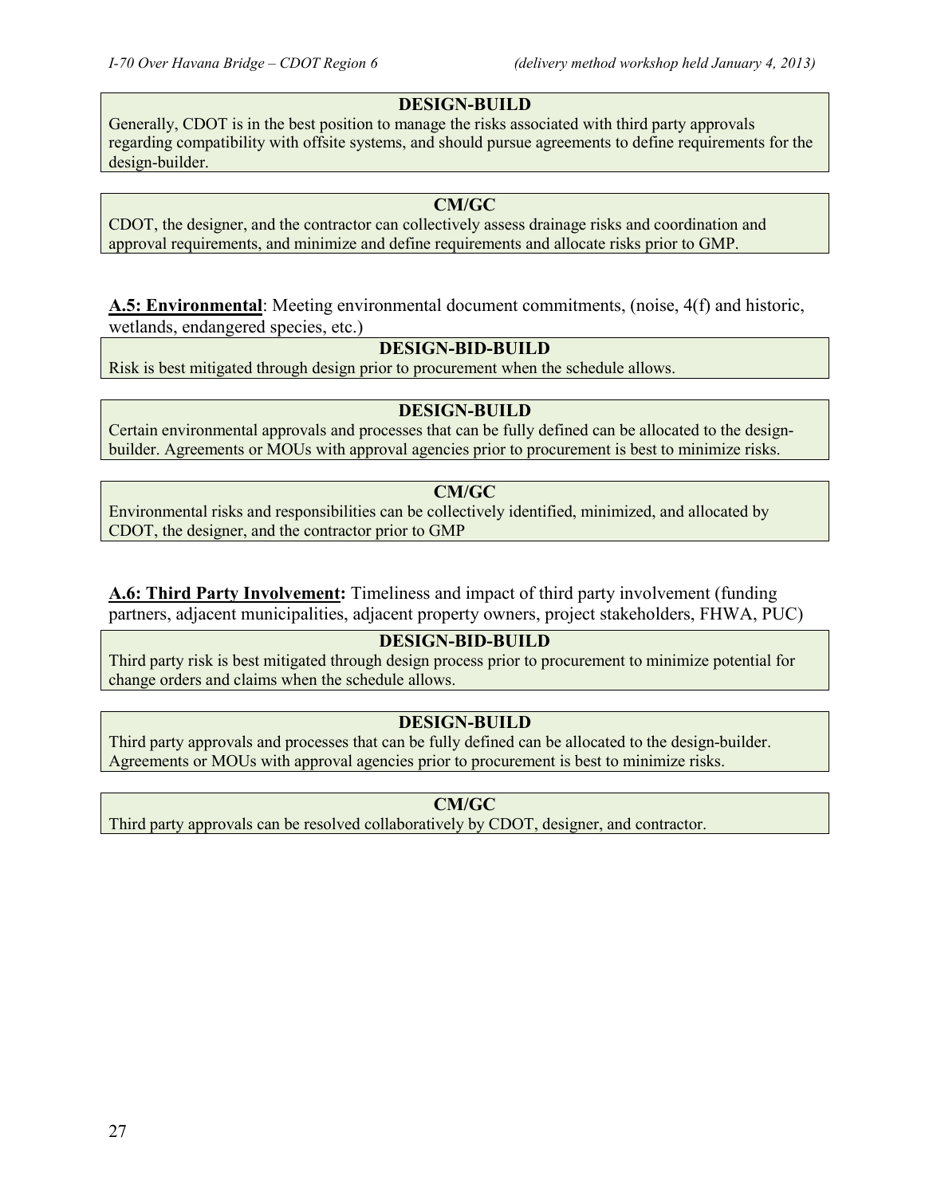**DESIGN-BUILD**

Generally, CDOT is in the best position to manage the risks associated with third party approvals regarding compatibility with offsite systems, and should pursue agreements to define requirements for the design-builder.

**CM/GC**

CDOT, the designer, and the contractor can collectively assess drainage risks and coordination and approval requirements, and minimize and define requirements and allocate risks prior to GMP.

**A.5: Environmental**: Meeting environmental document commitments, (noise, 4(f) and historic, wetlands, endangered species, etc.)

**DESIGN-BID-BUILD**

Risk is best mitigated through design prior to procurement when the schedule allows.

**DESIGN-BUILD**

Certain environmental approvals and processes that can be fully defined can be allocated to the design-builder. Agreements or MOUs with approval agencies prior to procurement is best to minimize risks.

**CM/GC**

Environmental risks and responsibilities can be collectively identified, minimized, and allocated by CDOT, the designer, and the contractor prior to GMP

**A.6: Third Party Involvement:** Timeliness and impact of third party involvement (funding partners, adjacent municipalities, adjacent property owners, project stakeholders, FHWA, PUC)

**DESIGN-BID-BUILD**

Third party risk is best mitigated through design process prior to procurement to minimize potential for change orders and claims when the schedule allows.

**DESIGN-BUILD**

Third party approvals and processes that can be fully defined can be allocated to the design-builder. Agreements or MOUs with approval agencies prior to procurement is best to minimize risks.

**CM/GC**

Third party approvals can be resolved collaboratively by CDOT, designer, and contractor.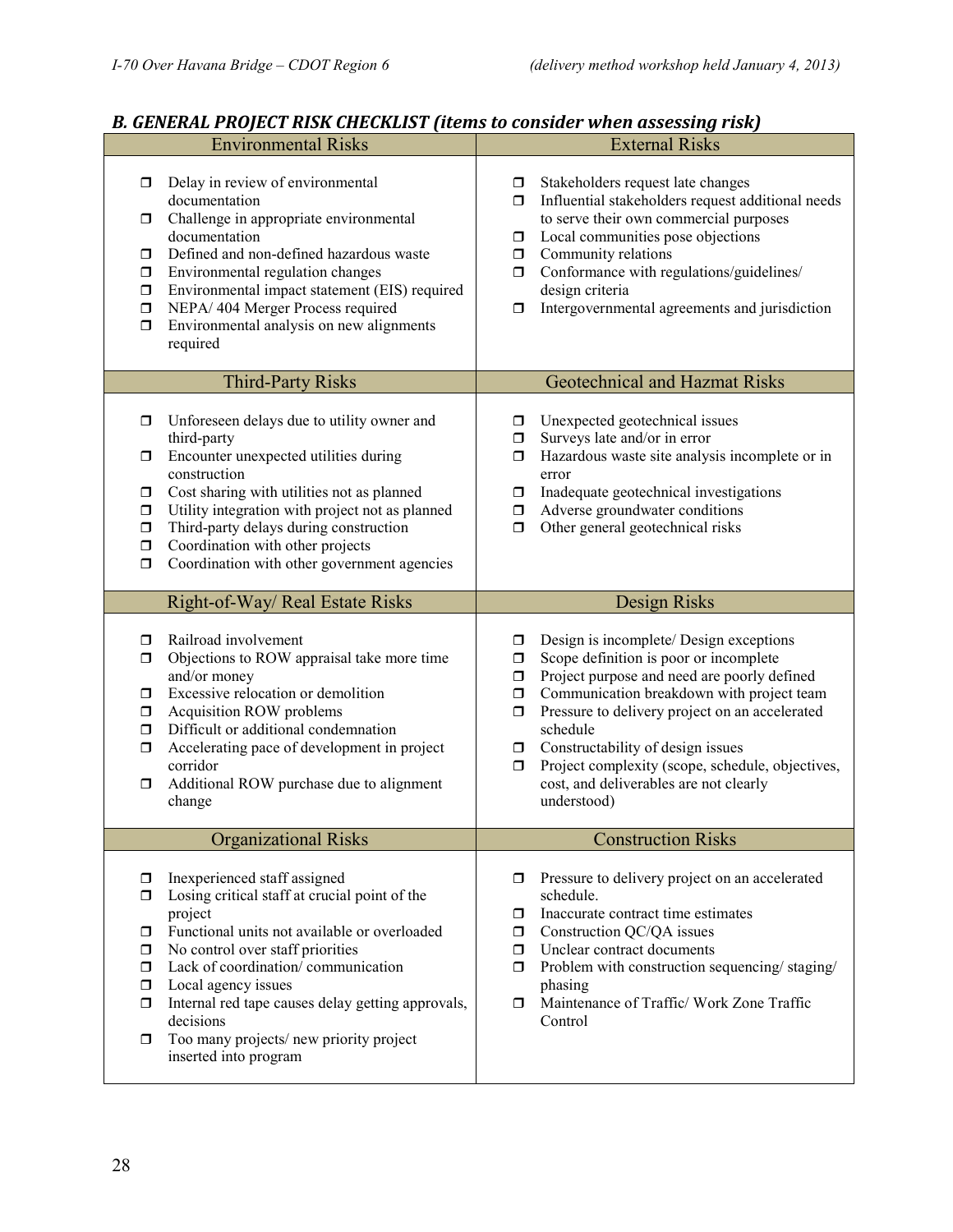### *B. GENERAL PROJECT RISK CHECKLIST (items to consider when assessing risk)*

| Environmental Risks | External Risks |
|---|---|
| ❒ Delay in review of environmental documentation<br>❒ Challenge in appropriate environmental documentation<br>❒ Defined and non-defined hazardous waste<br>❒ Environmental regulation changes<br>❒ Environmental impact statement (EIS) required<br>❒ NEPA/ 404 Merger Process required<br>❒ Environmental analysis on new alignments required | ❒ Stakeholders request late changes<br>❒ Influential stakeholders request additional needs to serve their own commercial purposes<br>❒ Local communities pose objections<br>❒ Community relations<br>❒ Conformance with regulations/guidelines/ design criteria<br>❒ Intergovernmental agreements and jurisdiction |
| **Third-Party Risks** | **Geotechnical and Hazmat Risks** |
| ❒ Unforeseen delays due to utility owner and third-party<br>❒ Encounter unexpected utilities during construction<br>❒ Cost sharing with utilities not as planned<br>❒ Utility integration with project not as planned<br>❒ Third-party delays during construction<br>❒ Coordination with other projects<br>❒ Coordination with other government agencies | ❒ Unexpected geotechnical issues<br>❒ Surveys late and/or in error<br>❒ Hazardous waste site analysis incomplete or in error<br>❒ Inadequate geotechnical investigations<br>❒ Adverse groundwater conditions<br>❒ Other general geotechnical risks |
| **Right-of-Way/ Real Estate Risks** | **Design Risks** |
| ❒ Railroad involvement<br>❒ Objections to ROW appraisal take more time and/or money<br>❒ Excessive relocation or demolition<br>❒ Acquisition ROW problems<br>❒ Difficult or additional condemnation<br>❒ Accelerating pace of development in project corridor<br>❒ Additional ROW purchase due to alignment change | ❒ Design is incomplete/ Design exceptions<br>❒ Scope definition is poor or incomplete<br>❒ Project purpose and need are poorly defined<br>❒ Communication breakdown with project team<br>❒ Pressure to delivery project on an accelerated schedule<br>❒ Constructability of design issues<br>❒ Project complexity (scope, schedule, objectives, cost, and deliverables are not clearly understood) |
| **Organizational Risks** | **Construction Risks** |
| ❒ Inexperienced staff assigned<br>❒ Losing critical staff at crucial point of the project<br>❒ Functional units not available or overloaded<br>❒ No control over staff priorities<br>❒ Lack of coordination/ communication<br>❒ Local agency issues<br>❒ Internal red tape causes delay getting approvals, decisions<br>❒ Too many projects/ new priority project inserted into program | ❒ Pressure to delivery project on an accelerated schedule.<br>❒ Inaccurate contract time estimates<br>❒ Construction QC/QA issues<br>❒ Unclear contract documents<br>❒ Problem with construction sequencing/ staging/ phasing<br>❒ Maintenance of Traffic/ Work Zone Traffic Control |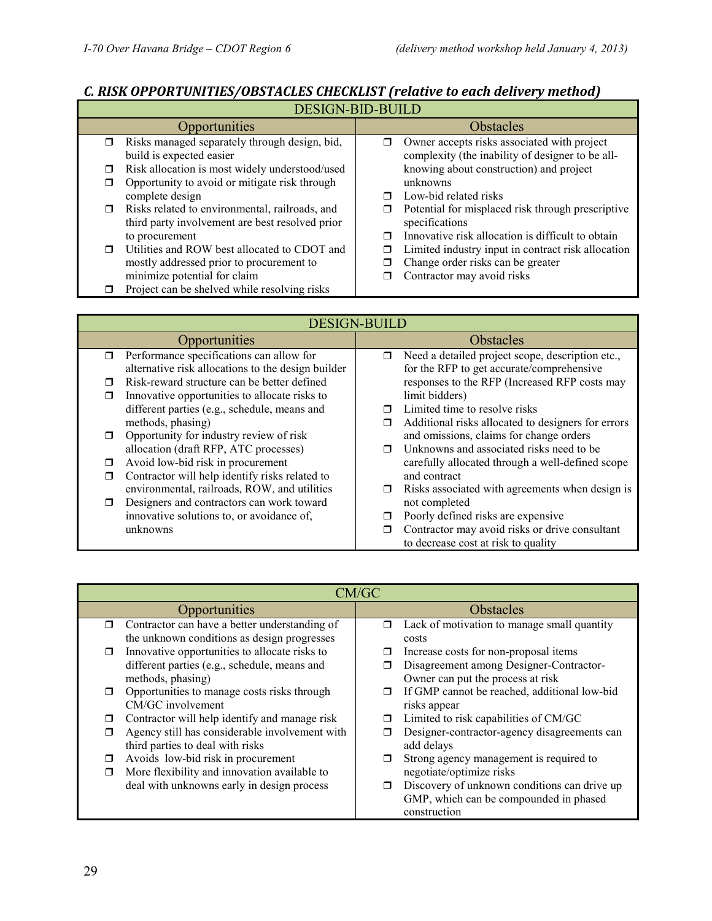### *C. RISK OPPORTUNITIES/OBSTACLES CHECKLIST (relative to each delivery method)*

| DESIGN-BID-BUILD | |
|---|---|
| **Opportunities** | **Obstacles** |
| ☐ Risks managed separately through design, bid, build is expected easier<br>☐ Risk allocation is most widely understood/used<br>☐ Opportunity to avoid or mitigate risk through complete design<br>☐ Risks related to environmental, railroads, and third party involvement are best resolved prior to procurement<br>☐ Utilities and ROW best allocated to CDOT and mostly addressed prior to procurement to minimize potential for claim<br>☐ Project can be shelved while resolving risks | ☐ Owner accepts risks associated with project complexity (the inability of designer to be all-knowing about construction) and project unknowns<br>☐ Low-bid related risks<br>☐ Potential for misplaced risk through prescriptive specifications<br>☐ Innovative risk allocation is difficult to obtain<br>☐ Limited industry input in contract risk allocation<br>☐ Change order risks can be greater<br>☐ Contractor may avoid risks |

| DESIGN-BUILD | |
|---|---|
| **Opportunities** | **Obstacles** |
| ☐ Performance specifications can allow for alternative risk allocations to the design builder<br>☐ Risk-reward structure can be better defined<br>☐ Innovative opportunities to allocate risks to different parties (e.g., schedule, means and methods, phasing)<br>☐ Opportunity for industry review of risk allocation (draft RFP, ATC processes)<br>☐ Avoid low-bid risk in procurement<br>☐ Contractor will help identify risks related to environmental, railroads, ROW, and utilities<br>☐ Designers and contractors can work toward innovative solutions to, or avoidance of, unknowns | ☐ Need a detailed project scope, description etc., for the RFP to get accurate/comprehensive responses to the RFP (Increased RFP costs may limit bidders)<br>☐ Limited time to resolve risks<br>☐ Additional risks allocated to designers for errors and omissions, claims for change orders<br>☐ Unknowns and associated risks need to be carefully allocated through a well-defined scope and contract<br>☐ Risks associated with agreements when design is not completed<br>☐ Poorly defined risks are expensive<br>☐ Contractor may avoid risks or drive consultant to decrease cost at risk to quality |

| CM/GC | |
|---|---|
| **Opportunities** | **Obstacles** |
| ☐ Contractor can have a better understanding of the unknown conditions as design progresses<br>☐ Innovative opportunities to allocate risks to different parties (e.g., schedule, means and methods, phasing)<br>☐ Opportunities to manage costs risks through CM/GC involvement<br>☐ Contractor will help identify and manage risk<br>☐ Agency still has considerable involvement with third parties to deal with risks<br>☐ Avoids low-bid risk in procurement<br>☐ More flexibility and innovation available to deal with unknowns early in design process | ☐ Lack of motivation to manage small quantity costs<br>☐ Increase costs for non-proposal items<br>☐ Disagreement among Designer-Contractor-Owner can put the process at risk<br>☐ If GMP cannot be reached, additional low-bid risks appear<br>☐ Limited to risk capabilities of CM/GC<br>☐ Designer-contractor-agency disagreements can add delays<br>☐ Strong agency management is required to negotiate/optimize risks<br>☐ Discovery of unknown conditions can drive up GMP, which can be compounded in phased construction |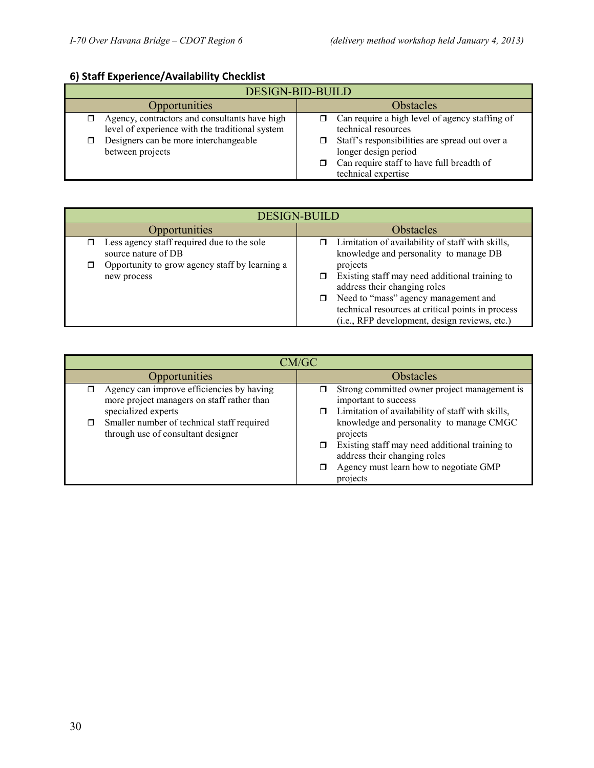## 6) Staff Experience/Availability Checklist

| DESIGN-BID-BUILD | |
|---|---|
| Opportunities | Obstacles |
| ❐ Agency, contractors and consultants have high level of experience with the traditional system<br>❐ Designers can be more interchangeable between projects | ❐ Can require a high level of agency staffing of technical resources<br>❐ Staff's responsibilities are spread out over a longer design period<br>❐ Can require staff to have full breadth of technical expertise |

| DESIGN-BUILD | |
|---|---|
| Opportunities | Obstacles |
| ❐ Less agency staff required due to the sole source nature of DB<br>❐ Opportunity to grow agency staff by learning a new process | ❐ Limitation of availability of staff with skills, knowledge and personality to manage DB projects<br>❐ Existing staff may need additional training to address their changing roles<br>❐ Need to "mass" agency management and technical resources at critical points in process (i.e., RFP development, design reviews, etc.) |

| CM/GC | |
|---|---|
| Opportunities | Obstacles |
| ❐ Agency can improve efficiencies by having more project managers on staff rather than specialized experts<br>❐ Smaller number of technical staff required through use of consultant designer | ❐ Strong committed owner project management is important to success<br>❐ Limitation of availability of staff with skills, knowledge and personality to manage CMGC projects<br>❐ Existing staff may need additional training to address their changing roles<br>❐ Agency must learn how to negotiate GMP projects |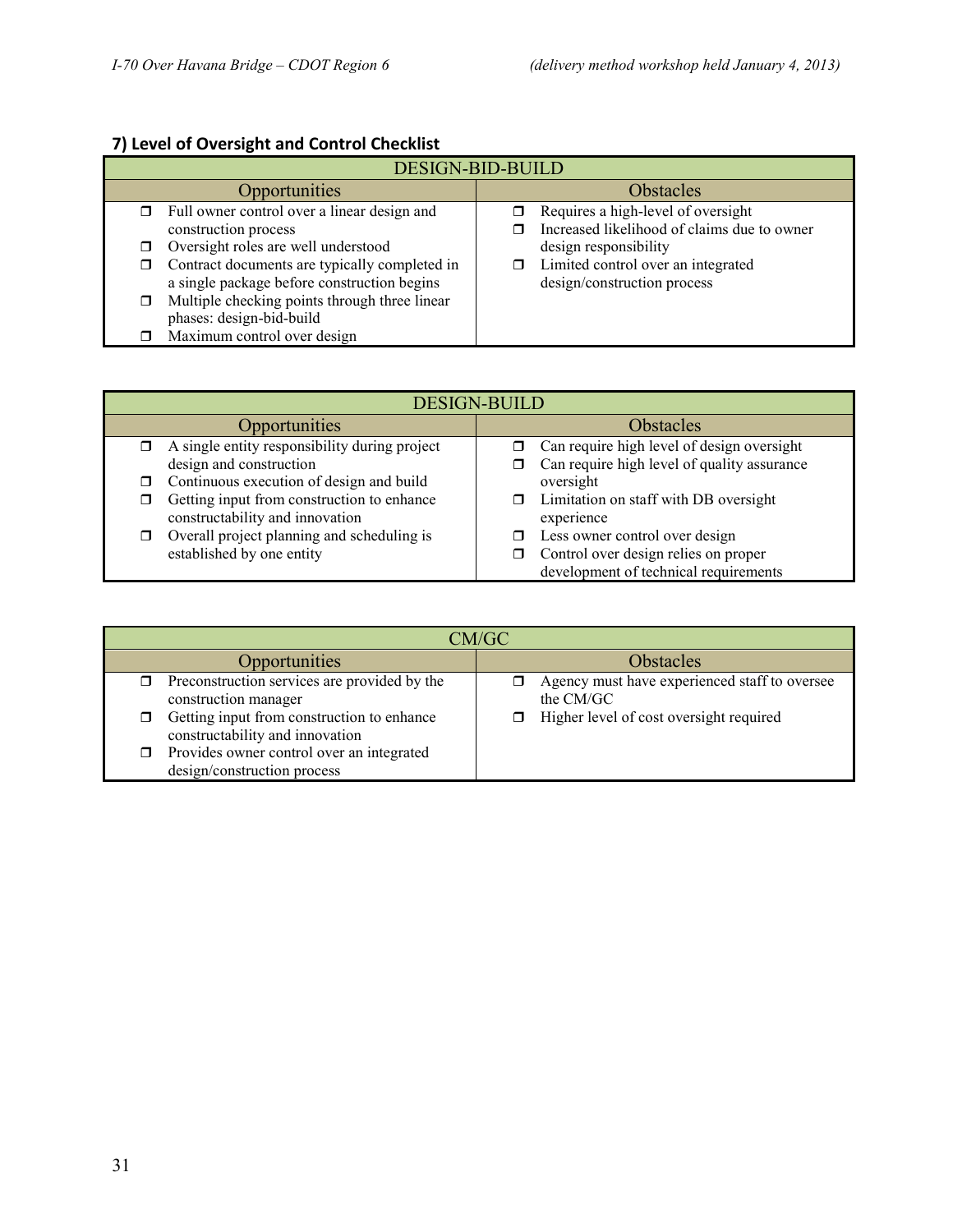### 7) Level of Oversight and Control Checklist

| DESIGN-BID-BUILD | |
|---|---|
| **Opportunities** | **Obstacles** |
| ❐ Full owner control over a linear design and construction process<br>❐ Oversight roles are well understood<br>❐ Contract documents are typically completed in a single package before construction begins<br>❐ Multiple checking points through three linear phases: design-bid-build<br>❐ Maximum control over design | ❐ Requires a high-level of oversight<br>❐ Increased likelihood of claims due to owner design responsibility<br>❐ Limited control over an integrated design/construction process |

| DESIGN-BUILD | |
|---|---|
| **Opportunities** | **Obstacles** |
| ❐ A single entity responsibility during project design and construction<br>❐ Continuous execution of design and build<br>❐ Getting input from construction to enhance constructability and innovation<br>❐ Overall project planning and scheduling is established by one entity | ❐ Can require high level of design oversight<br>❐ Can require high level of quality assurance oversight<br>❐ Limitation on staff with DB oversight experience<br>❐ Less owner control over design<br>❐ Control over design relies on proper development of technical requirements |

| CM/GC | |
|---|---|
| **Opportunities** | **Obstacles** |
| ❐ Preconstruction services are provided by the construction manager<br>❐ Getting input from construction to enhance constructability and innovation<br>❐ Provides owner control over an integrated design/construction process | ❐ Agency must have experienced staff to oversee the CM/GC<br>❐ Higher level of cost oversight required |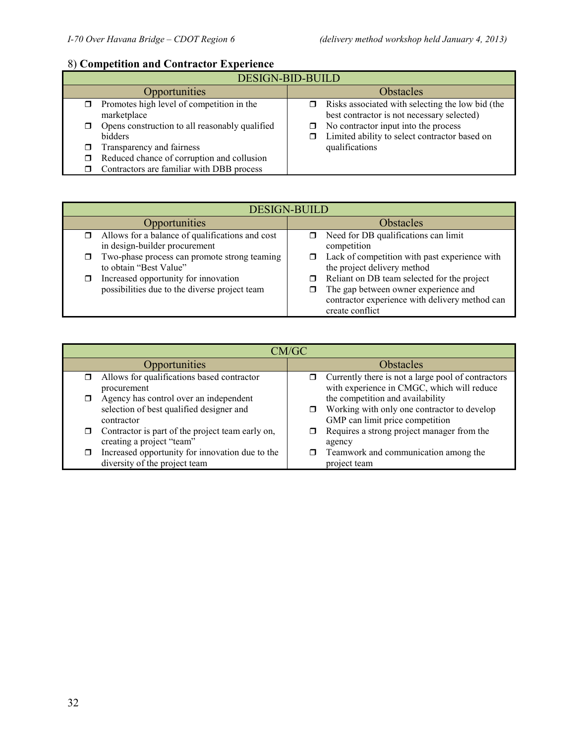## 8) **Competition and Contractor Experience**

| DESIGN-BID-BUILD | |
|---|---|
| **Opportunities** | **Obstacles** |
| ❒ Promotes high level of competition in the marketplace<br>❒ Opens construction to all reasonably qualified bidders<br>❒ Transparency and fairness<br>❒ Reduced chance of corruption and collusion<br>❒ Contractors are familiar with DBB process | ❒ Risks associated with selecting the low bid (the best contractor is not necessary selected)<br>❒ No contractor input into the process<br>❒ Limited ability to select contractor based on qualifications |

| DESIGN-BUILD | |
|---|---|
| **Opportunities** | **Obstacles** |
| ❒ Allows for a balance of qualifications and cost in design-builder procurement<br>❒ Two-phase process can promote strong teaming to obtain "Best Value"<br>❒ Increased opportunity for innovation possibilities due to the diverse project team | ❒ Need for DB qualifications can limit competition<br>❒ Lack of competition with past experience with the project delivery method<br>❒ Reliant on DB team selected for the project<br>❒ The gap between owner experience and contractor experience with delivery method can create conflict |

| CM/GC | |
|---|---|
| **Opportunities** | **Obstacles** |
| ❒ Allows for qualifications based contractor procurement<br>❒ Agency has control over an independent selection of best qualified designer and contractor<br>❒ Contractor is part of the project team early on, creating a project "team"<br>❒ Increased opportunity for innovation due to the diversity of the project team | ❒ Currently there is not a large pool of contractors with experience in CMGC, which will reduce the competition and availability<br>❒ Working with only one contractor to develop GMP can limit price competition<br>❒ Requires a strong project manager from the agency<br>❒ Teamwork and communication among the project team |